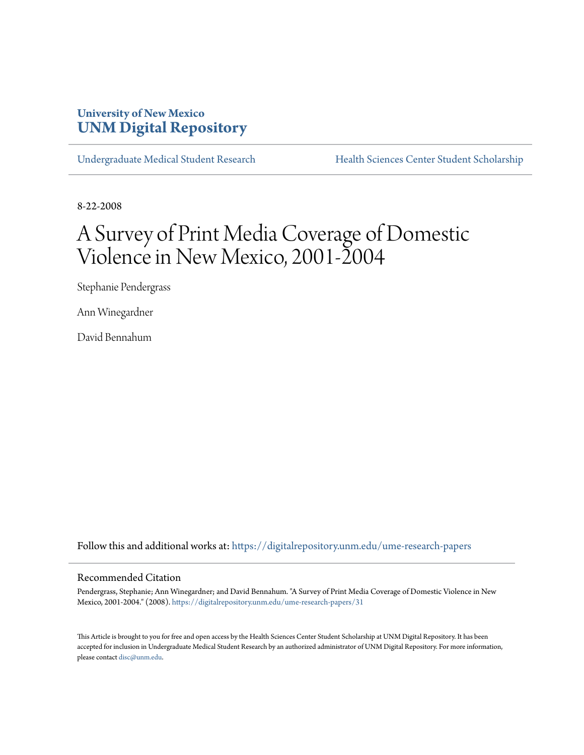University of New Mexico
**UNM Digital Repository**

Undergraduate Medical Student Research | Health Sciences Center Student Scholarship

8-22-2008

# A Survey of Print Media Coverage of Domestic Violence in New Mexico, 2001-2004

Stephanie Pendergrass

Ann Winegardner

David Bennahum

Follow this and additional works at: https://digitalrepository.unm.edu/ume-research-papers

## Recommended Citation

Pendergrass, Stephanie; Ann Winegardner; and David Bennahum. "A Survey of Print Media Coverage of Domestic Violence in New Mexico, 2001-2004." (2008). https://digitalrepository.unm.edu/ume-research-papers/31

This Article is brought to you for free and open access by the Health Sciences Center Student Scholarship at UNM Digital Repository. It has been accepted for inclusion in Undergraduate Medical Student Research by an authorized administrator of UNM Digital Repository. For more information, please contact disc@unm.edu.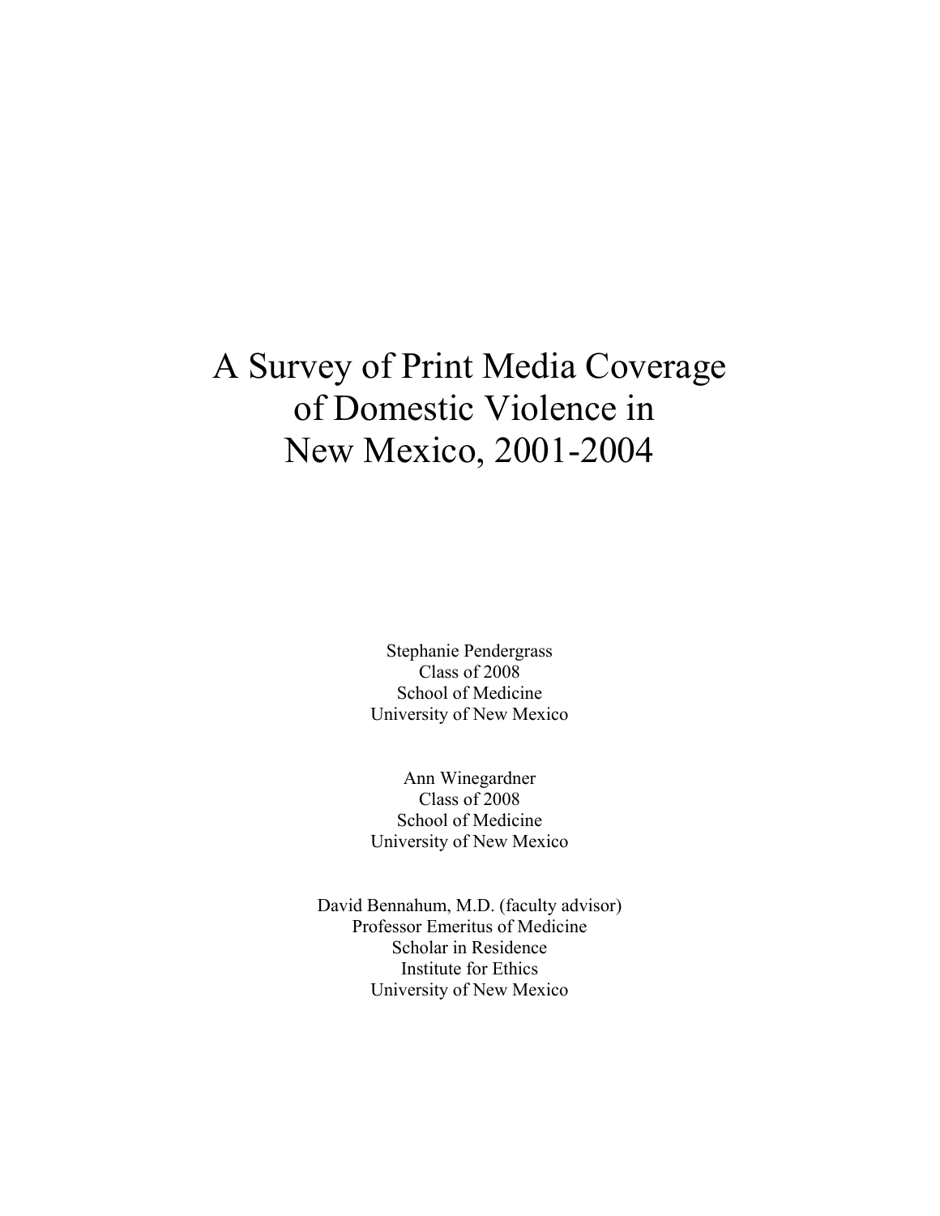# A Survey of Print Media Coverage of Domestic Violence in New Mexico, 2001-2004

Stephanie Pendergrass
Class of 2008
School of Medicine
University of New Mexico

Ann Winegardner
Class of 2008
School of Medicine
University of New Mexico

David Bennahum, M.D. (faculty advisor)
Professor Emeritus of Medicine
Scholar in Residence
Institute for Ethics
University of New Mexico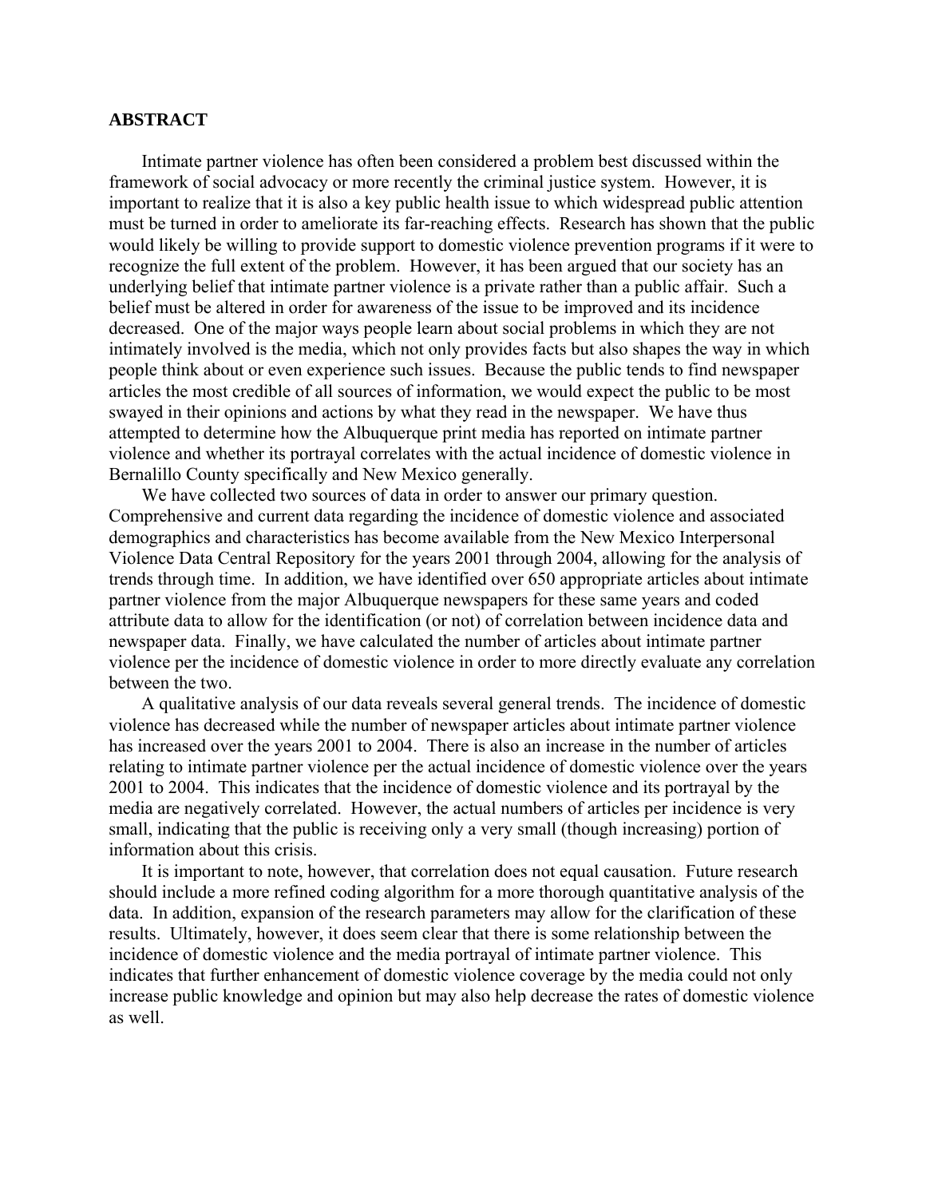**ABSTRACT**

Intimate partner violence has often been considered a problem best discussed within the framework of social advocacy or more recently the criminal justice system. However, it is important to realize that it is also a key public health issue to which widespread public attention must be turned in order to ameliorate its far-reaching effects. Research has shown that the public would likely be willing to provide support to domestic violence prevention programs if it were to recognize the full extent of the problem. However, it has been argued that our society has an underlying belief that intimate partner violence is a private rather than a public affair. Such a belief must be altered in order for awareness of the issue to be improved and its incidence decreased. One of the major ways people learn about social problems in which they are not intimately involved is the media, which not only provides facts but also shapes the way in which people think about or even experience such issues. Because the public tends to find newspaper articles the most credible of all sources of information, we would expect the public to be most swayed in their opinions and actions by what they read in the newspaper. We have thus attempted to determine how the Albuquerque print media has reported on intimate partner violence and whether its portrayal correlates with the actual incidence of domestic violence in Bernalillo County specifically and New Mexico generally.

We have collected two sources of data in order to answer our primary question. Comprehensive and current data regarding the incidence of domestic violence and associated demographics and characteristics has become available from the New Mexico Interpersonal Violence Data Central Repository for the years 2001 through 2004, allowing for the analysis of trends through time. In addition, we have identified over 650 appropriate articles about intimate partner violence from the major Albuquerque newspapers for these same years and coded attribute data to allow for the identification (or not) of correlation between incidence data and newspaper data. Finally, we have calculated the number of articles about intimate partner violence per the incidence of domestic violence in order to more directly evaluate any correlation between the two.

A qualitative analysis of our data reveals several general trends. The incidence of domestic violence has decreased while the number of newspaper articles about intimate partner violence has increased over the years 2001 to 2004. There is also an increase in the number of articles relating to intimate partner violence per the actual incidence of domestic violence over the years 2001 to 2004. This indicates that the incidence of domestic violence and its portrayal by the media are negatively correlated. However, the actual numbers of articles per incidence is very small, indicating that the public is receiving only a very small (though increasing) portion of information about this crisis.

It is important to note, however, that correlation does not equal causation. Future research should include a more refined coding algorithm for a more thorough quantitative analysis of the data. In addition, expansion of the research parameters may allow for the clarification of these results. Ultimately, however, it does seem clear that there is some relationship between the incidence of domestic violence and the media portrayal of intimate partner violence. This indicates that further enhancement of domestic violence coverage by the media could not only increase public knowledge and opinion but may also help decrease the rates of domestic violence as well.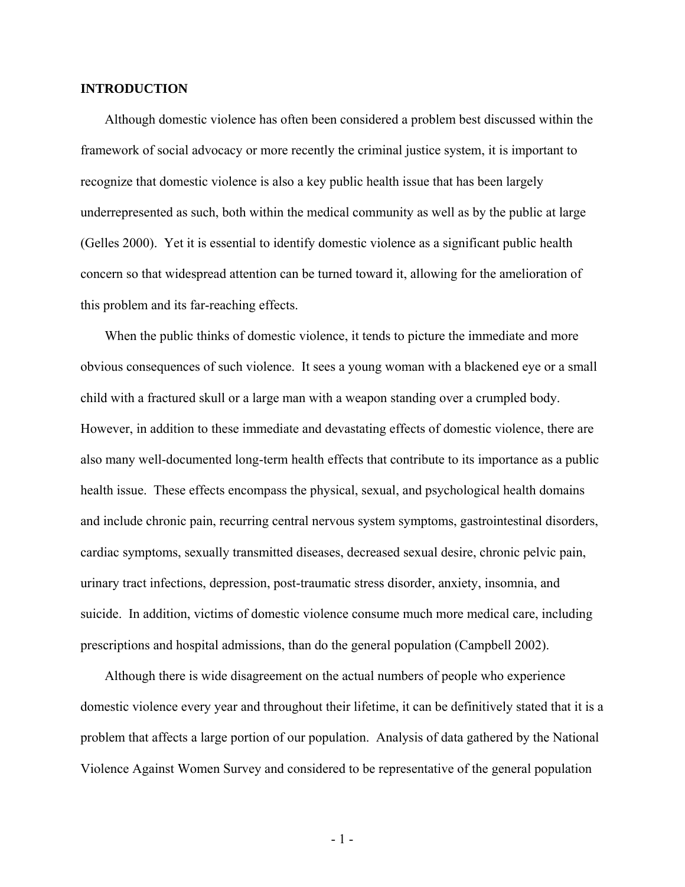## INTRODUCTION

Although domestic violence has often been considered a problem best discussed within the framework of social advocacy or more recently the criminal justice system, it is important to recognize that domestic violence is also a key public health issue that has been largely underrepresented as such, both within the medical community as well as by the public at large (Gelles 2000). Yet it is essential to identify domestic violence as a significant public health concern so that widespread attention can be turned toward it, allowing for the amelioration of this problem and its far-reaching effects.

When the public thinks of domestic violence, it tends to picture the immediate and more obvious consequences of such violence. It sees a young woman with a blackened eye or a small child with a fractured skull or a large man with a weapon standing over a crumpled body. However, in addition to these immediate and devastating effects of domestic violence, there are also many well-documented long-term health effects that contribute to its importance as a public health issue. These effects encompass the physical, sexual, and psychological health domains and include chronic pain, recurring central nervous system symptoms, gastrointestinal disorders, cardiac symptoms, sexually transmitted diseases, decreased sexual desire, chronic pelvic pain, urinary tract infections, depression, post-traumatic stress disorder, anxiety, insomnia, and suicide. In addition, victims of domestic violence consume much more medical care, including prescriptions and hospital admissions, than do the general population (Campbell 2002).

Although there is wide disagreement on the actual numbers of people who experience domestic violence every year and throughout their lifetime, it can be definitively stated that it is a problem that affects a large portion of our population. Analysis of data gathered by the National Violence Against Women Survey and considered to be representative of the general population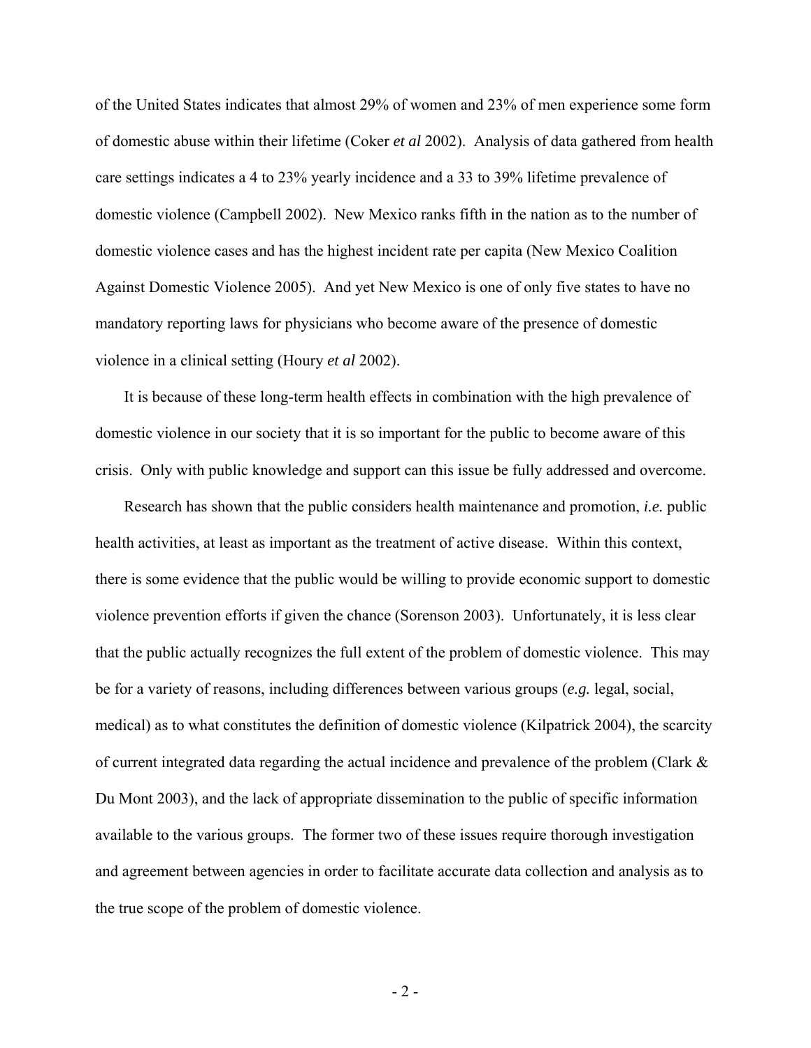of the United States indicates that almost 29% of women and 23% of men experience some form of domestic abuse within their lifetime (Coker *et al* 2002). Analysis of data gathered from health care settings indicates a 4 to 23% yearly incidence and a 33 to 39% lifetime prevalence of domestic violence (Campbell 2002). New Mexico ranks fifth in the nation as to the number of domestic violence cases and has the highest incident rate per capita (New Mexico Coalition Against Domestic Violence 2005). And yet New Mexico is one of only five states to have no mandatory reporting laws for physicians who become aware of the presence of domestic violence in a clinical setting (Houry *et al* 2002).

It is because of these long-term health effects in combination with the high prevalence of domestic violence in our society that it is so important for the public to become aware of this crisis. Only with public knowledge and support can this issue be fully addressed and overcome.

Research has shown that the public considers health maintenance and promotion, *i.e.* public health activities, at least as important as the treatment of active disease. Within this context, there is some evidence that the public would be willing to provide economic support to domestic violence prevention efforts if given the chance (Sorenson 2003). Unfortunately, it is less clear that the public actually recognizes the full extent of the problem of domestic violence. This may be for a variety of reasons, including differences between various groups (*e.g.* legal, social, medical) as to what constitutes the definition of domestic violence (Kilpatrick 2004), the scarcity of current integrated data regarding the actual incidence and prevalence of the problem (Clark & Du Mont 2003), and the lack of appropriate dissemination to the public of specific information available to the various groups. The former two of these issues require thorough investigation and agreement between agencies in order to facilitate accurate data collection and analysis as to the true scope of the problem of domestic violence.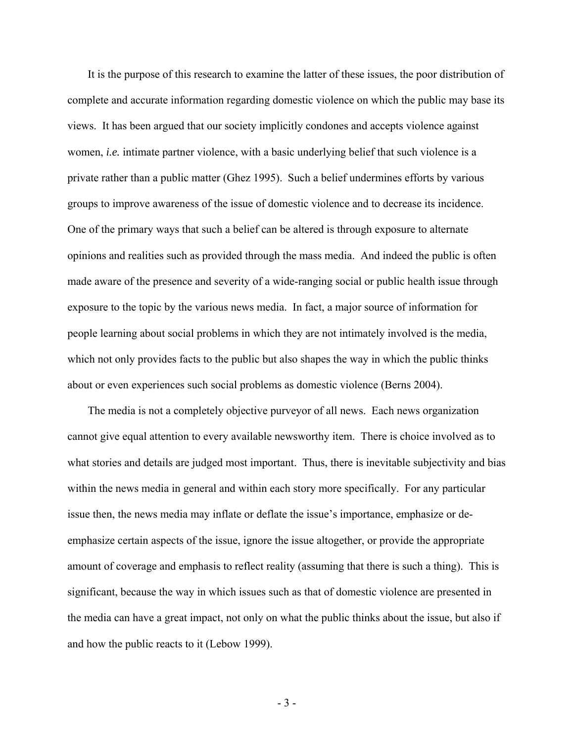It is the purpose of this research to examine the latter of these issues, the poor distribution of complete and accurate information regarding domestic violence on which the public may base its views. It has been argued that our society implicitly condones and accepts violence against women, *i.e.* intimate partner violence, with a basic underlying belief that such violence is a private rather than a public matter (Ghez 1995). Such a belief undermines efforts by various groups to improve awareness of the issue of domestic violence and to decrease its incidence. One of the primary ways that such a belief can be altered is through exposure to alternate opinions and realities such as provided through the mass media. And indeed the public is often made aware of the presence and severity of a wide-ranging social or public health issue through exposure to the topic by the various news media. In fact, a major source of information for people learning about social problems in which they are not intimately involved is the media, which not only provides facts to the public but also shapes the way in which the public thinks about or even experiences such social problems as domestic violence (Berns 2004).

The media is not a completely objective purveyor of all news. Each news organization cannot give equal attention to every available newsworthy item. There is choice involved as to what stories and details are judged most important. Thus, there is inevitable subjectivity and bias within the news media in general and within each story more specifically. For any particular issue then, the news media may inflate or deflate the issue's importance, emphasize or de-emphasize certain aspects of the issue, ignore the issue altogether, or provide the appropriate amount of coverage and emphasis to reflect reality (assuming that there is such a thing). This is significant, because the way in which issues such as that of domestic violence are presented in the media can have a great impact, not only on what the public thinks about the issue, but also if and how the public reacts to it (Lebow 1999).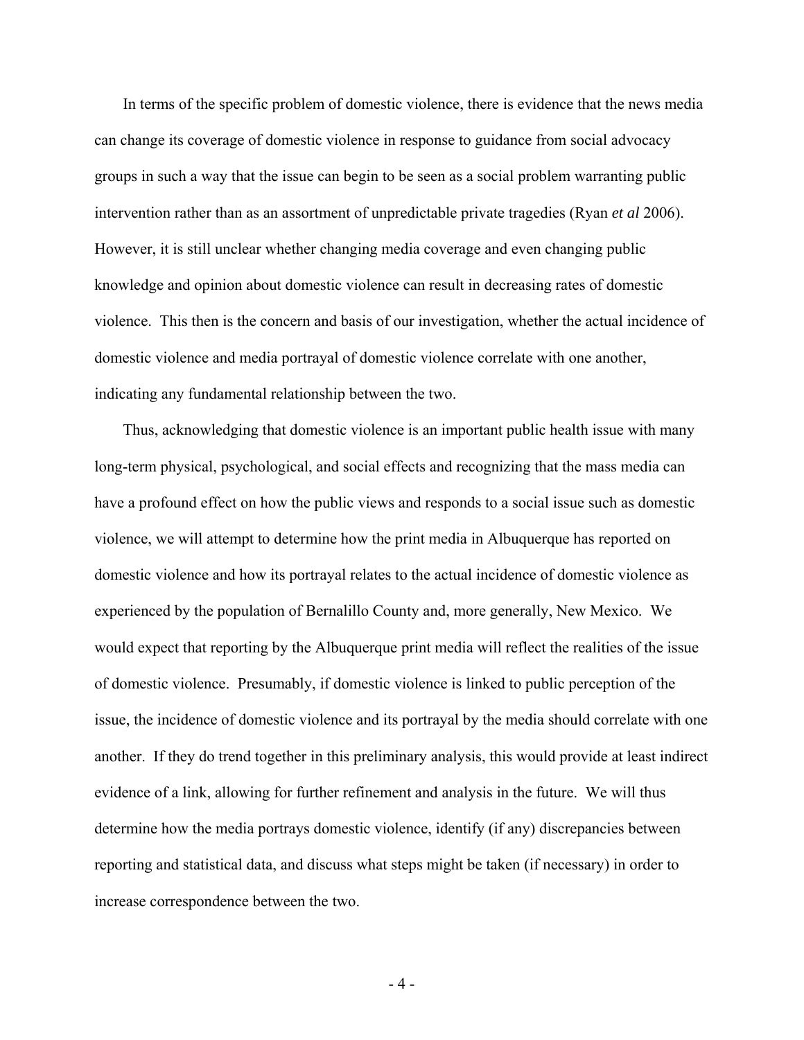In terms of the specific problem of domestic violence, there is evidence that the news media can change its coverage of domestic violence in response to guidance from social advocacy groups in such a way that the issue can begin to be seen as a social problem warranting public intervention rather than as an assortment of unpredictable private tragedies (Ryan *et al* 2006). However, it is still unclear whether changing media coverage and even changing public knowledge and opinion about domestic violence can result in decreasing rates of domestic violence. This then is the concern and basis of our investigation, whether the actual incidence of domestic violence and media portrayal of domestic violence correlate with one another, indicating any fundamental relationship between the two.

Thus, acknowledging that domestic violence is an important public health issue with many long-term physical, psychological, and social effects and recognizing that the mass media can have a profound effect on how the public views and responds to a social issue such as domestic violence, we will attempt to determine how the print media in Albuquerque has reported on domestic violence and how its portrayal relates to the actual incidence of domestic violence as experienced by the population of Bernalillo County and, more generally, New Mexico. We would expect that reporting by the Albuquerque print media will reflect the realities of the issue of domestic violence. Presumably, if domestic violence is linked to public perception of the issue, the incidence of domestic violence and its portrayal by the media should correlate with one another. If they do trend together in this preliminary analysis, this would provide at least indirect evidence of a link, allowing for further refinement and analysis in the future. We will thus determine how the media portrays domestic violence, identify (if any) discrepancies between reporting and statistical data, and discuss what steps might be taken (if necessary) in order to increase correspondence between the two.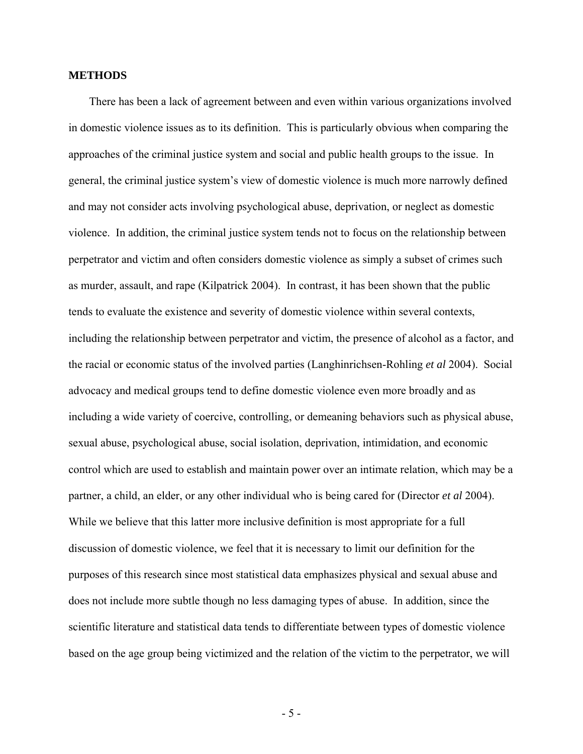## METHODS

There has been a lack of agreement between and even within various organizations involved in domestic violence issues as to its definition. This is particularly obvious when comparing the approaches of the criminal justice system and social and public health groups to the issue. In general, the criminal justice system's view of domestic violence is much more narrowly defined and may not consider acts involving psychological abuse, deprivation, or neglect as domestic violence. In addition, the criminal justice system tends not to focus on the relationship between perpetrator and victim and often considers domestic violence as simply a subset of crimes such as murder, assault, and rape (Kilpatrick 2004). In contrast, it has been shown that the public tends to evaluate the existence and severity of domestic violence within several contexts, including the relationship between perpetrator and victim, the presence of alcohol as a factor, and the racial or economic status of the involved parties (Langhinrichsen-Rohling *et al* 2004). Social advocacy and medical groups tend to define domestic violence even more broadly and as including a wide variety of coercive, controlling, or demeaning behaviors such as physical abuse, sexual abuse, psychological abuse, social isolation, deprivation, intimidation, and economic control which are used to establish and maintain power over an intimate relation, which may be a partner, a child, an elder, or any other individual who is being cared for (Director *et al* 2004). While we believe that this latter more inclusive definition is most appropriate for a full discussion of domestic violence, we feel that it is necessary to limit our definition for the purposes of this research since most statistical data emphasizes physical and sexual abuse and does not include more subtle though no less damaging types of abuse. In addition, since the scientific literature and statistical data tends to differentiate between types of domestic violence based on the age group being victimized and the relation of the victim to the perpetrator, we will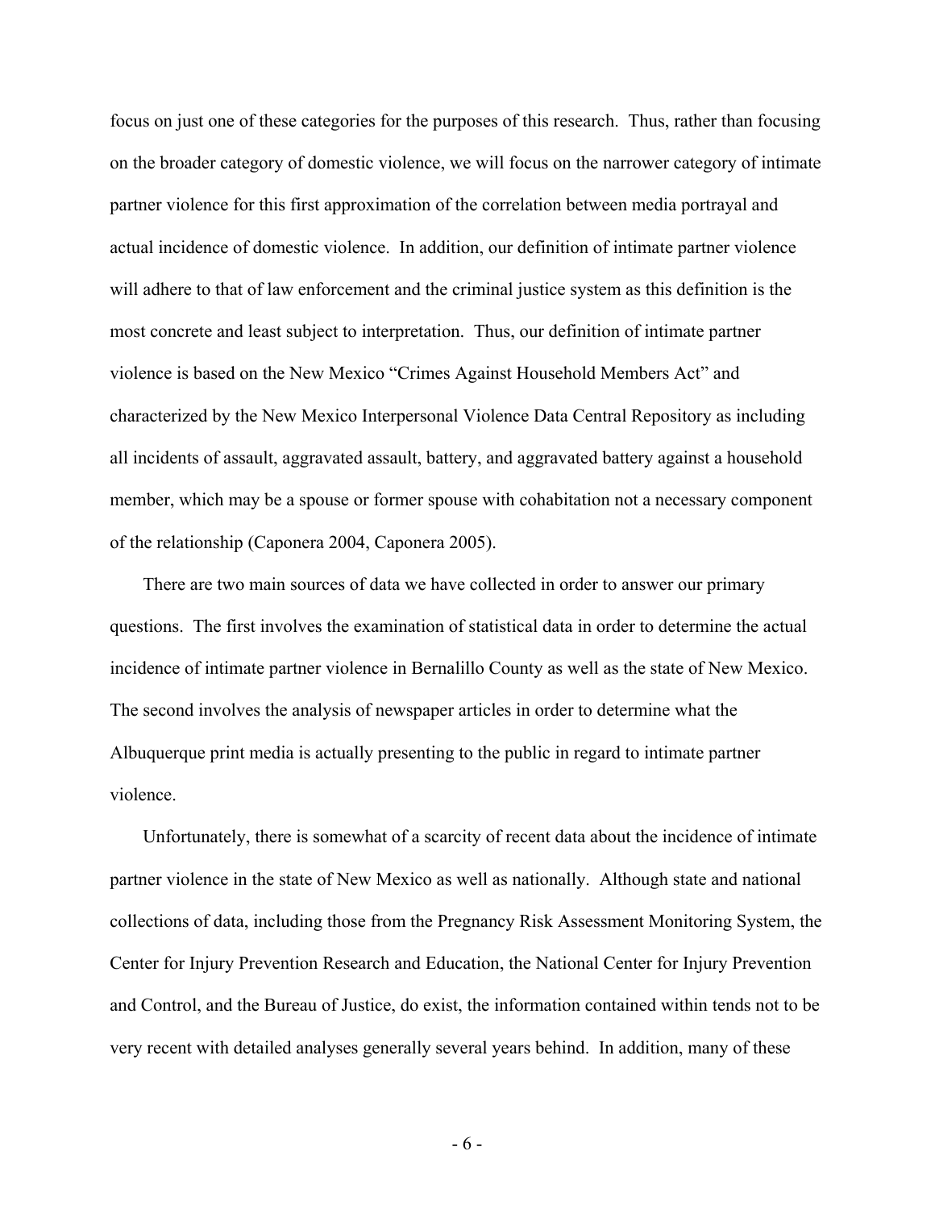focus on just one of these categories for the purposes of this research. Thus, rather than focusing on the broader category of domestic violence, we will focus on the narrower category of intimate partner violence for this first approximation of the correlation between media portrayal and actual incidence of domestic violence. In addition, our definition of intimate partner violence will adhere to that of law enforcement and the criminal justice system as this definition is the most concrete and least subject to interpretation. Thus, our definition of intimate partner violence is based on the New Mexico "Crimes Against Household Members Act" and characterized by the New Mexico Interpersonal Violence Data Central Repository as including all incidents of assault, aggravated assault, battery, and aggravated battery against a household member, which may be a spouse or former spouse with cohabitation not a necessary component of the relationship (Caponera 2004, Caponera 2005).

There are two main sources of data we have collected in order to answer our primary questions. The first involves the examination of statistical data in order to determine the actual incidence of intimate partner violence in Bernalillo County as well as the state of New Mexico. The second involves the analysis of newspaper articles in order to determine what the Albuquerque print media is actually presenting to the public in regard to intimate partner violence.

Unfortunately, there is somewhat of a scarcity of recent data about the incidence of intimate partner violence in the state of New Mexico as well as nationally. Although state and national collections of data, including those from the Pregnancy Risk Assessment Monitoring System, the Center for Injury Prevention Research and Education, the National Center for Injury Prevention and Control, and the Bureau of Justice, do exist, the information contained within tends not to be very recent with detailed analyses generally several years behind. In addition, many of these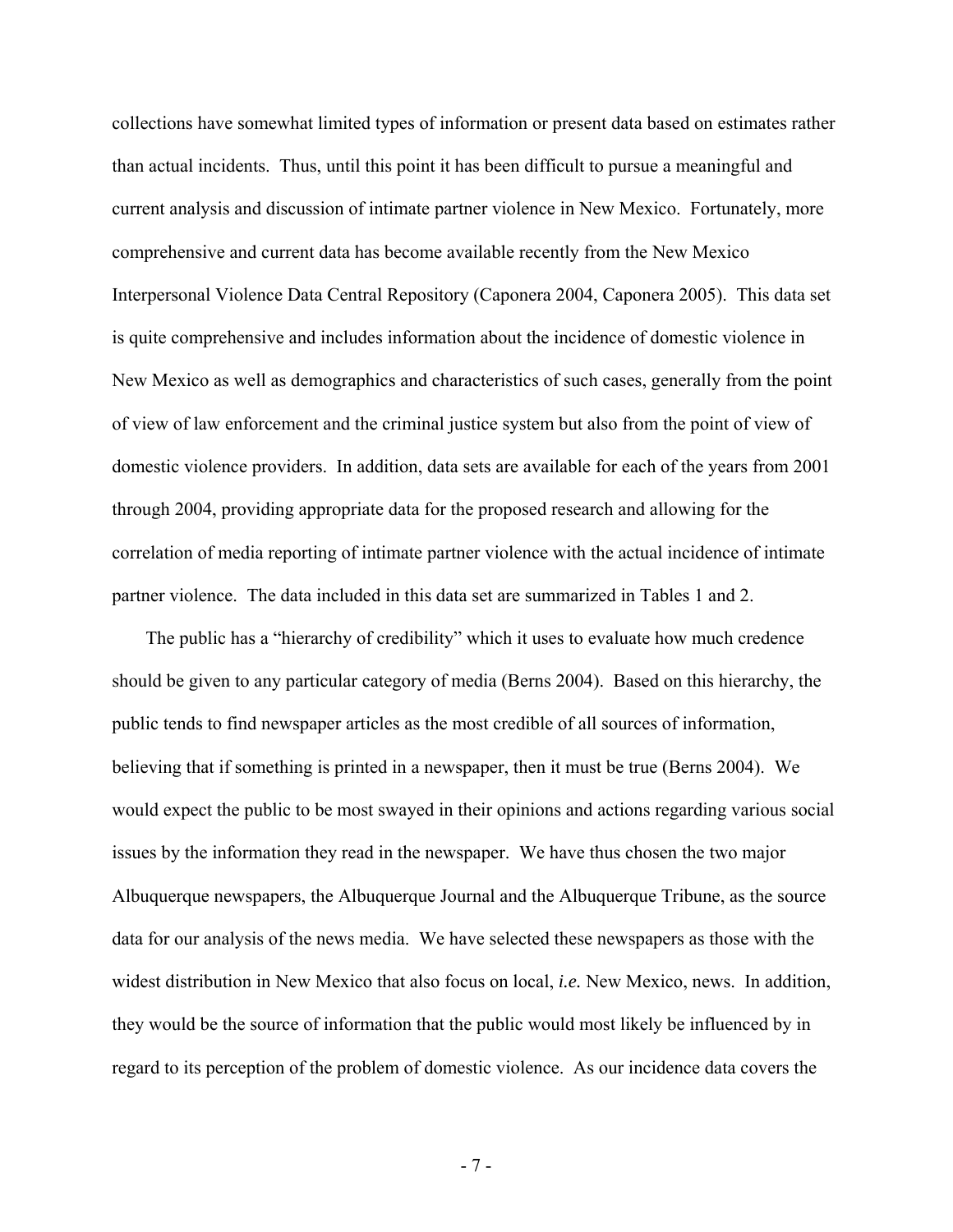collections have somewhat limited types of information or present data based on estimates rather than actual incidents. Thus, until this point it has been difficult to pursue a meaningful and current analysis and discussion of intimate partner violence in New Mexico. Fortunately, more comprehensive and current data has become available recently from the New Mexico Interpersonal Violence Data Central Repository (Caponera 2004, Caponera 2005). This data set is quite comprehensive and includes information about the incidence of domestic violence in New Mexico as well as demographics and characteristics of such cases, generally from the point of view of law enforcement and the criminal justice system but also from the point of view of domestic violence providers. In addition, data sets are available for each of the years from 2001 through 2004, providing appropriate data for the proposed research and allowing for the correlation of media reporting of intimate partner violence with the actual incidence of intimate partner violence. The data included in this data set are summarized in Tables 1 and 2.

The public has a "hierarchy of credibility" which it uses to evaluate how much credence should be given to any particular category of media (Berns 2004). Based on this hierarchy, the public tends to find newspaper articles as the most credible of all sources of information, believing that if something is printed in a newspaper, then it must be true (Berns 2004). We would expect the public to be most swayed in their opinions and actions regarding various social issues by the information they read in the newspaper. We have thus chosen the two major Albuquerque newspapers, the Albuquerque Journal and the Albuquerque Tribune, as the source data for our analysis of the news media. We have selected these newspapers as those with the widest distribution in New Mexico that also focus on local, *i.e.* New Mexico, news. In addition, they would be the source of information that the public would most likely be influenced by in regard to its perception of the problem of domestic violence. As our incidence data covers the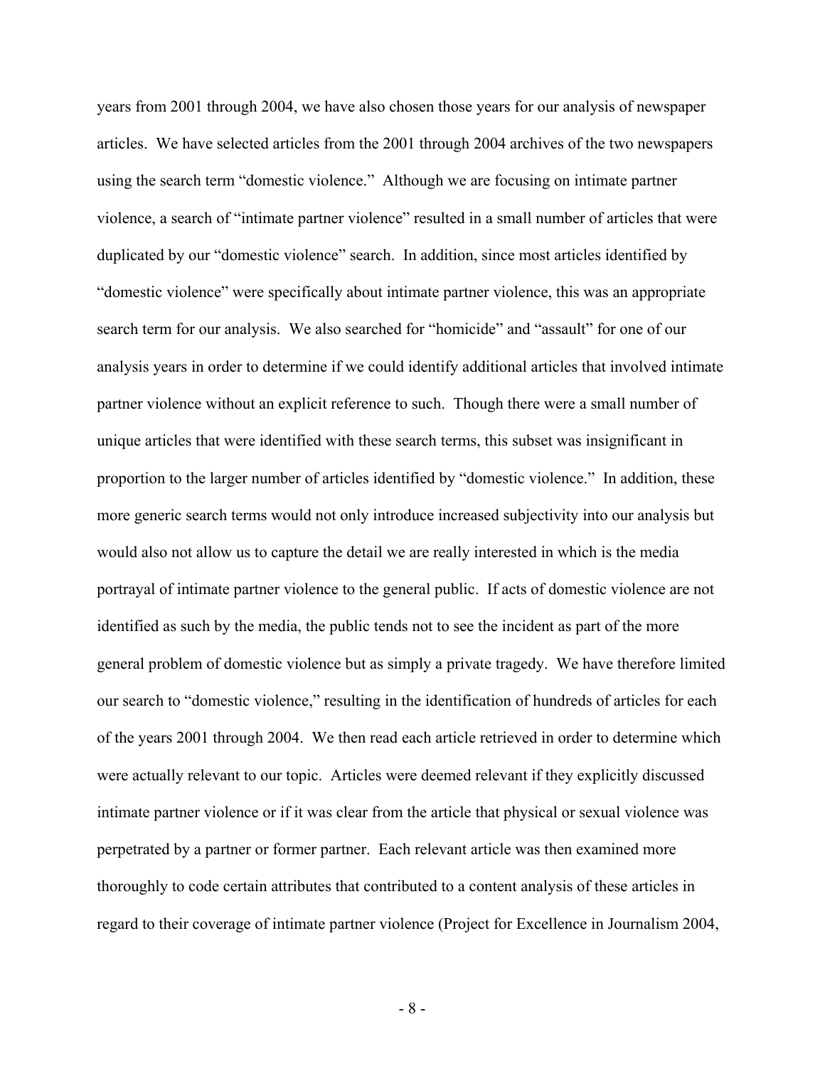years from 2001 through 2004, we have also chosen those years for our analysis of newspaper articles. We have selected articles from the 2001 through 2004 archives of the two newspapers using the search term "domestic violence." Although we are focusing on intimate partner violence, a search of "intimate partner violence" resulted in a small number of articles that were duplicated by our "domestic violence" search. In addition, since most articles identified by "domestic violence" were specifically about intimate partner violence, this was an appropriate search term for our analysis. We also searched for "homicide" and "assault" for one of our analysis years in order to determine if we could identify additional articles that involved intimate partner violence without an explicit reference to such. Though there were a small number of unique articles that were identified with these search terms, this subset was insignificant in proportion to the larger number of articles identified by "domestic violence." In addition, these more generic search terms would not only introduce increased subjectivity into our analysis but would also not allow us to capture the detail we are really interested in which is the media portrayal of intimate partner violence to the general public. If acts of domestic violence are not identified as such by the media, the public tends not to see the incident as part of the more general problem of domestic violence but as simply a private tragedy. We have therefore limited our search to "domestic violence," resulting in the identification of hundreds of articles for each of the years 2001 through 2004. We then read each article retrieved in order to determine which were actually relevant to our topic. Articles were deemed relevant if they explicitly discussed intimate partner violence or if it was clear from the article that physical or sexual violence was perpetrated by a partner or former partner. Each relevant article was then examined more thoroughly to code certain attributes that contributed to a content analysis of these articles in regard to their coverage of intimate partner violence (Project for Excellence in Journalism 2004,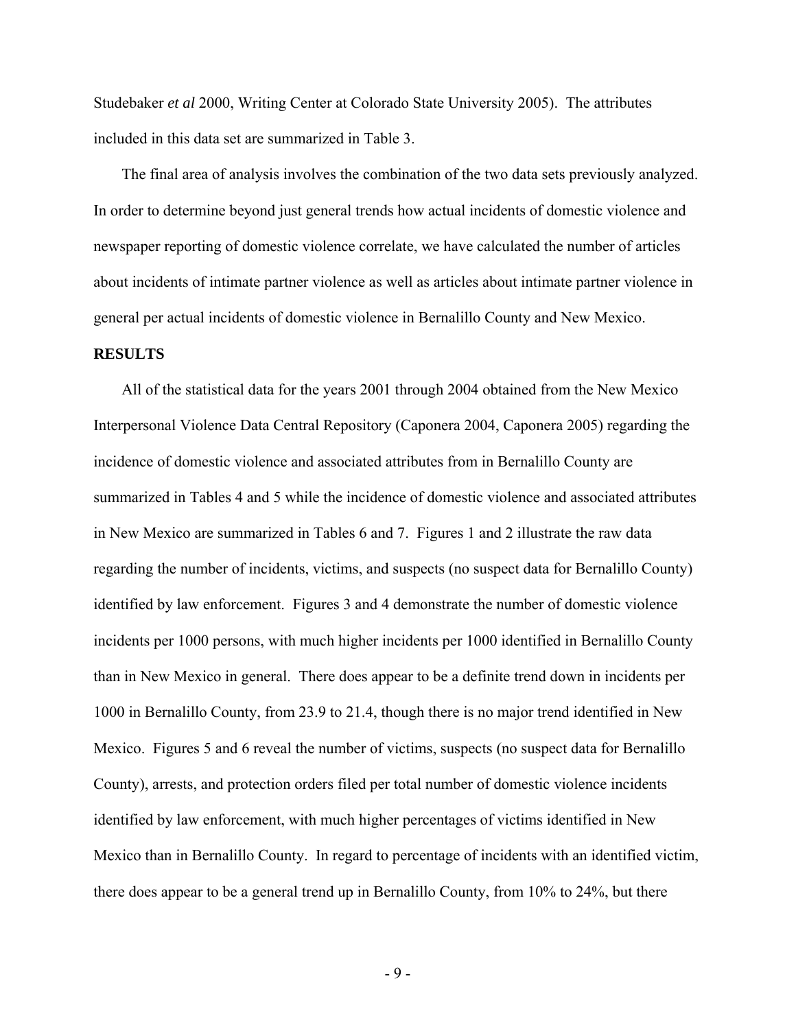Studebaker *et al* 2000, Writing Center at Colorado State University 2005). The attributes included in this data set are summarized in Table 3.

The final area of analysis involves the combination of the two data sets previously analyzed. In order to determine beyond just general trends how actual incidents of domestic violence and newspaper reporting of domestic violence correlate, we have calculated the number of articles about incidents of intimate partner violence as well as articles about intimate partner violence in general per actual incidents of domestic violence in Bernalillo County and New Mexico.

**RESULTS**

All of the statistical data for the years 2001 through 2004 obtained from the New Mexico Interpersonal Violence Data Central Repository (Caponera 2004, Caponera 2005) regarding the incidence of domestic violence and associated attributes from in Bernalillo County are summarized in Tables 4 and 5 while the incidence of domestic violence and associated attributes in New Mexico are summarized in Tables 6 and 7. Figures 1 and 2 illustrate the raw data regarding the number of incidents, victims, and suspects (no suspect data for Bernalillo County) identified by law enforcement. Figures 3 and 4 demonstrate the number of domestic violence incidents per 1000 persons, with much higher incidents per 1000 identified in Bernalillo County than in New Mexico in general. There does appear to be a definite trend down in incidents per 1000 in Bernalillo County, from 23.9 to 21.4, though there is no major trend identified in New Mexico. Figures 5 and 6 reveal the number of victims, suspects (no suspect data for Bernalillo County), arrests, and protection orders filed per total number of domestic violence incidents identified by law enforcement, with much higher percentages of victims identified in New Mexico than in Bernalillo County. In regard to percentage of incidents with an identified victim, there does appear to be a general trend up in Bernalillo County, from 10% to 24%, but there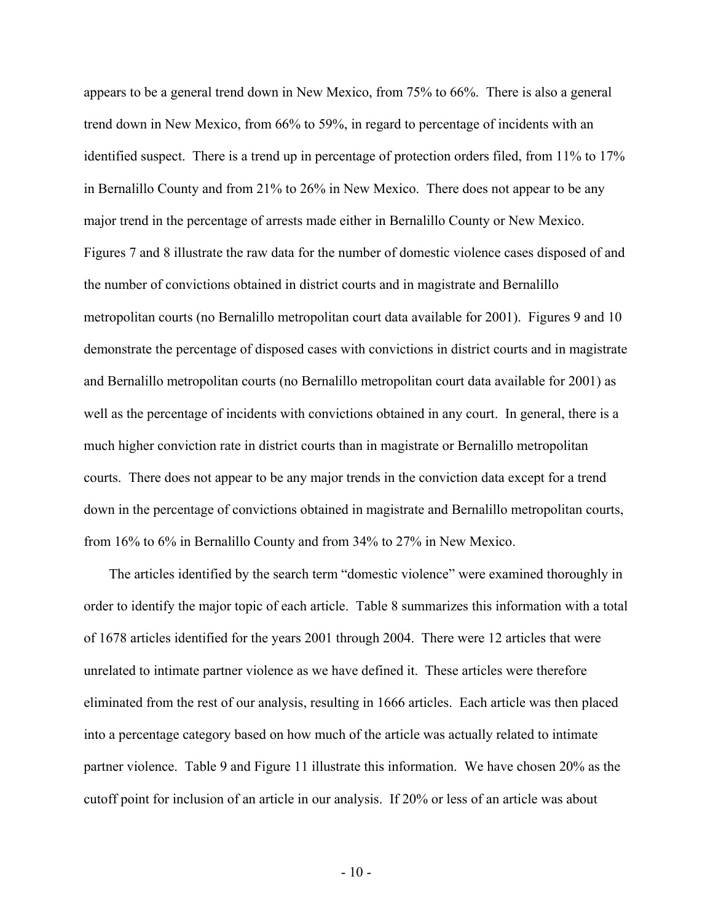appears to be a general trend down in New Mexico, from 75% to 66%. There is also a general trend down in New Mexico, from 66% to 59%, in regard to percentage of incidents with an identified suspect. There is a trend up in percentage of protection orders filed, from 11% to 17% in Bernalillo County and from 21% to 26% in New Mexico. There does not appear to be any major trend in the percentage of arrests made either in Bernalillo County or New Mexico. Figures 7 and 8 illustrate the raw data for the number of domestic violence cases disposed of and the number of convictions obtained in district courts and in magistrate and Bernalillo metropolitan courts (no Bernalillo metropolitan court data available for 2001). Figures 9 and 10 demonstrate the percentage of disposed cases with convictions in district courts and in magistrate and Bernalillo metropolitan courts (no Bernalillo metropolitan court data available for 2001) as well as the percentage of incidents with convictions obtained in any court. In general, there is a much higher conviction rate in district courts than in magistrate or Bernalillo metropolitan courts. There does not appear to be any major trends in the conviction data except for a trend down in the percentage of convictions obtained in magistrate and Bernalillo metropolitan courts, from 16% to 6% in Bernalillo County and from 34% to 27% in New Mexico.

The articles identified by the search term "domestic violence" were examined thoroughly in order to identify the major topic of each article. Table 8 summarizes this information with a total of 1678 articles identified for the years 2001 through 2004. There were 12 articles that were unrelated to intimate partner violence as we have defined it. These articles were therefore eliminated from the rest of our analysis, resulting in 1666 articles. Each article was then placed into a percentage category based on how much of the article was actually related to intimate partner violence. Table 9 and Figure 11 illustrate this information. We have chosen 20% as the cutoff point for inclusion of an article in our analysis. If 20% or less of an article was about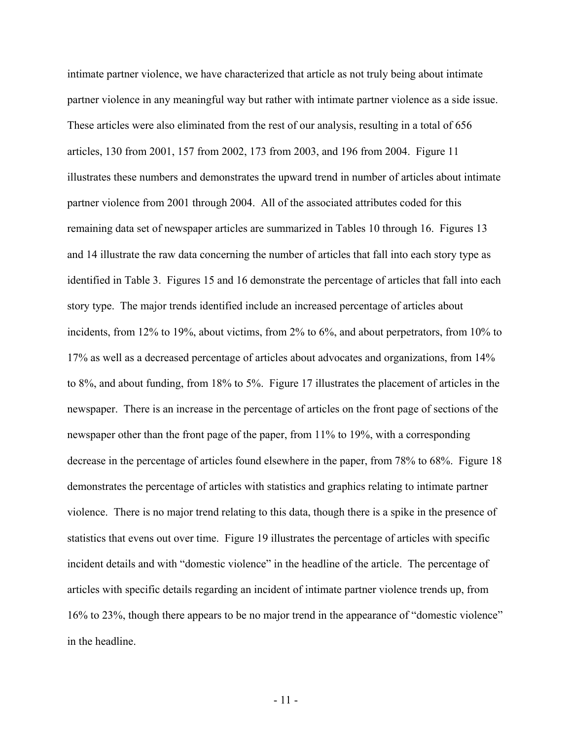intimate partner violence, we have characterized that article as not truly being about intimate partner violence in any meaningful way but rather with intimate partner violence as a side issue. These articles were also eliminated from the rest of our analysis, resulting in a total of 656 articles, 130 from 2001, 157 from 2002, 173 from 2003, and 196 from 2004. Figure 11 illustrates these numbers and demonstrates the upward trend in number of articles about intimate partner violence from 2001 through 2004. All of the associated attributes coded for this remaining data set of newspaper articles are summarized in Tables 10 through 16. Figures 13 and 14 illustrate the raw data concerning the number of articles that fall into each story type as identified in Table 3. Figures 15 and 16 demonstrate the percentage of articles that fall into each story type. The major trends identified include an increased percentage of articles about incidents, from 12% to 19%, about victims, from 2% to 6%, and about perpetrators, from 10% to 17% as well as a decreased percentage of articles about advocates and organizations, from 14% to 8%, and about funding, from 18% to 5%. Figure 17 illustrates the placement of articles in the newspaper. There is an increase in the percentage of articles on the front page of sections of the newspaper other than the front page of the paper, from 11% to 19%, with a corresponding decrease in the percentage of articles found elsewhere in the paper, from 78% to 68%. Figure 18 demonstrates the percentage of articles with statistics and graphics relating to intimate partner violence. There is no major trend relating to this data, though there is a spike in the presence of statistics that evens out over time. Figure 19 illustrates the percentage of articles with specific incident details and with "domestic violence" in the headline of the article. The percentage of articles with specific details regarding an incident of intimate partner violence trends up, from 16% to 23%, though there appears to be no major trend in the appearance of "domestic violence" in the headline.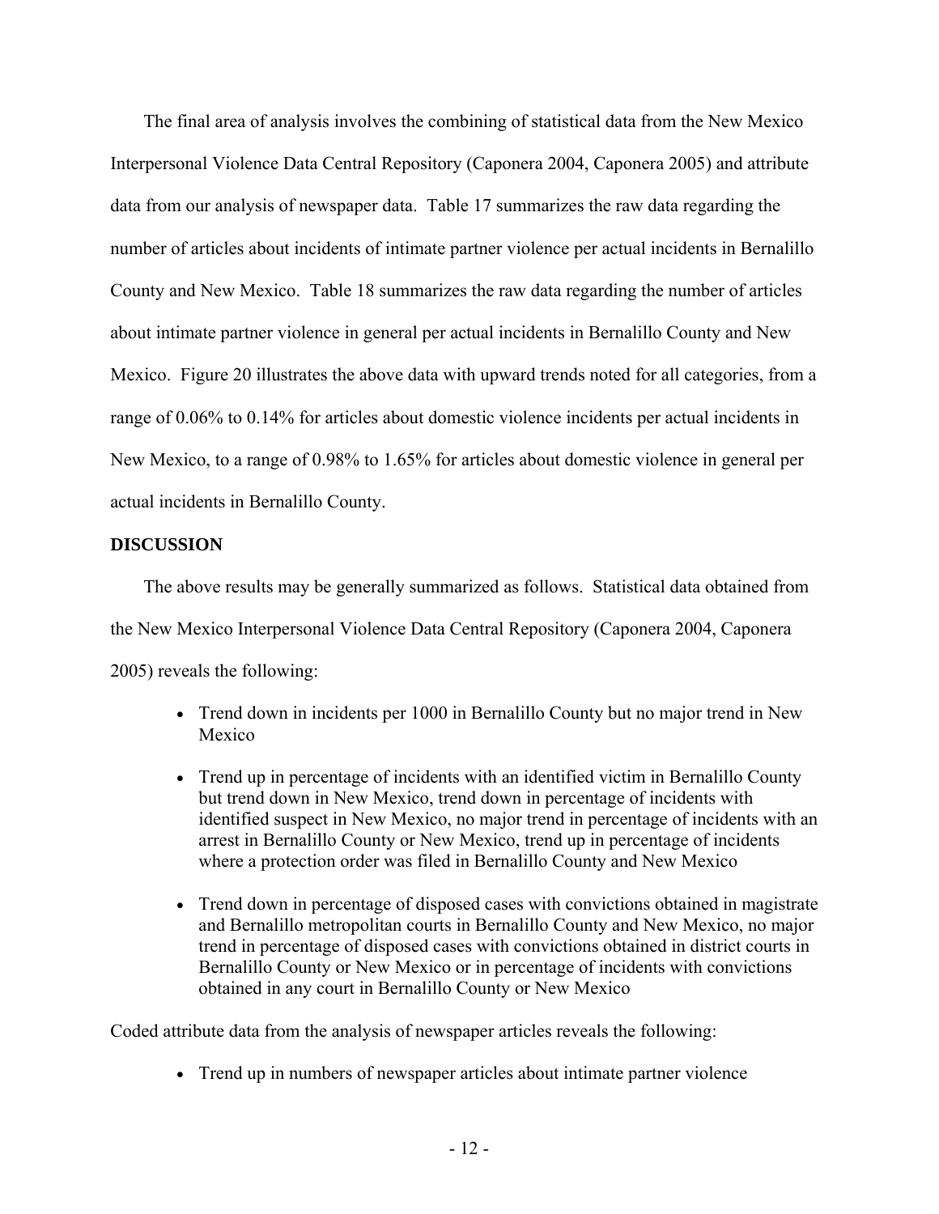The final area of analysis involves the combining of statistical data from the New Mexico Interpersonal Violence Data Central Repository (Caponera 2004, Caponera 2005) and attribute data from our analysis of newspaper data. Table 17 summarizes the raw data regarding the number of articles about incidents of intimate partner violence per actual incidents in Bernalillo County and New Mexico. Table 18 summarizes the raw data regarding the number of articles about intimate partner violence in general per actual incidents in Bernalillo County and New Mexico. Figure 20 illustrates the above data with upward trends noted for all categories, from a range of 0.06% to 0.14% for articles about domestic violence incidents per actual incidents in New Mexico, to a range of 0.98% to 1.65% for articles about domestic violence in general per actual incidents in Bernalillo County.

**DISCUSSION**

The above results may be generally summarized as follows. Statistical data obtained from the New Mexico Interpersonal Violence Data Central Repository (Caponera 2004, Caponera 2005) reveals the following:

- Trend down in incidents per 1000 in Bernalillo County but no major trend in New Mexico
- Trend up in percentage of incidents with an identified victim in Bernalillo County but trend down in New Mexico, trend down in percentage of incidents with identified suspect in New Mexico, no major trend in percentage of incidents with an arrest in Bernalillo County or New Mexico, trend up in percentage of incidents where a protection order was filed in Bernalillo County and New Mexico
- Trend down in percentage of disposed cases with convictions obtained in magistrate and Bernalillo metropolitan courts in Bernalillo County and New Mexico, no major trend in percentage of disposed cases with convictions obtained in district courts in Bernalillo County or New Mexico or in percentage of incidents with convictions obtained in any court in Bernalillo County or New Mexico

Coded attribute data from the analysis of newspaper articles reveals the following:

- Trend up in numbers of newspaper articles about intimate partner violence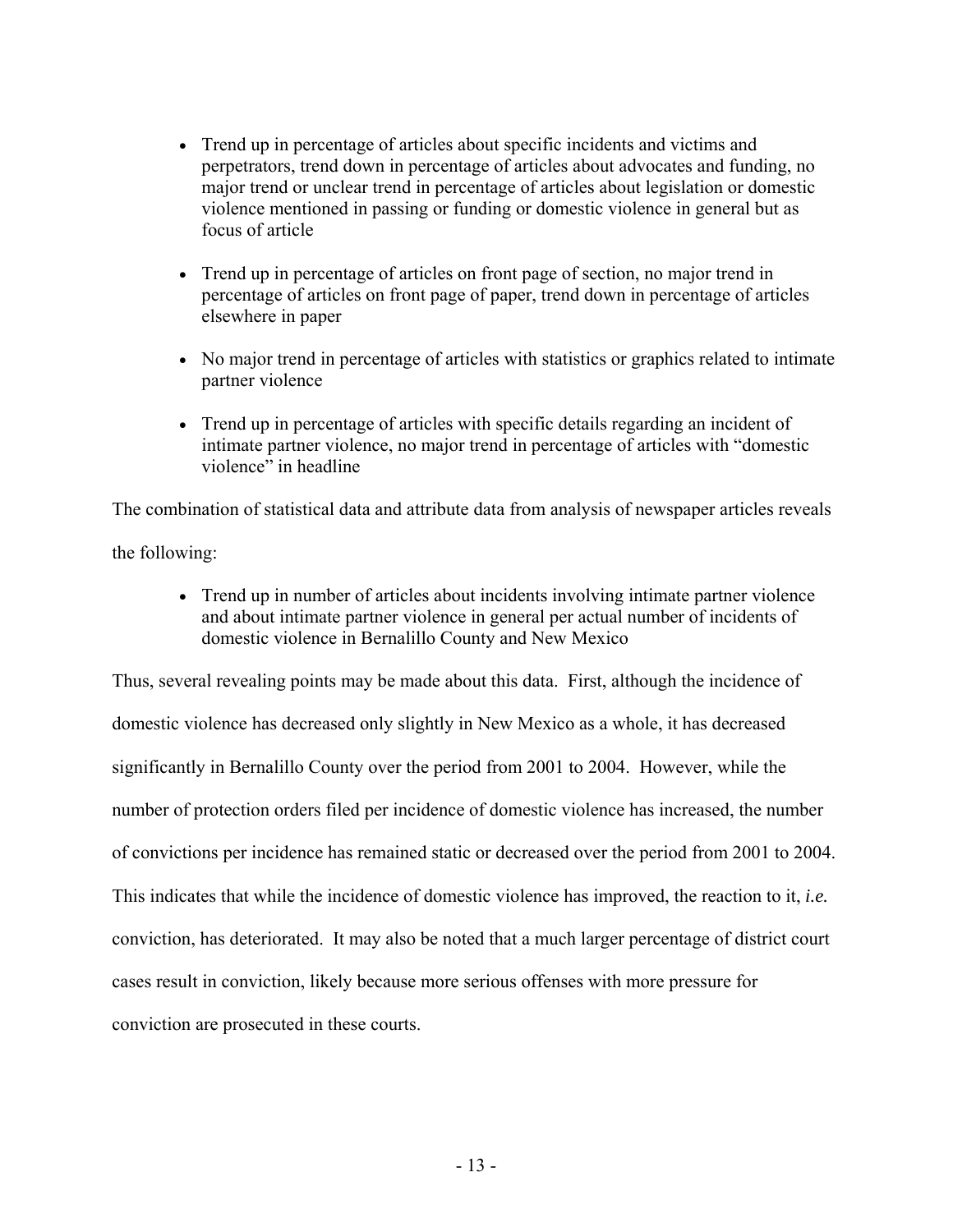- Trend up in percentage of articles about specific incidents and victims and perpetrators, trend down in percentage of articles about advocates and funding, no major trend or unclear trend in percentage of articles about legislation or domestic violence mentioned in passing or funding or domestic violence in general but as focus of article

- Trend up in percentage of articles on front page of section, no major trend in percentage of articles on front page of paper, trend down in percentage of articles elsewhere in paper

- No major trend in percentage of articles with statistics or graphics related to intimate partner violence

- Trend up in percentage of articles with specific details regarding an incident of intimate partner violence, no major trend in percentage of articles with "domestic violence" in headline

The combination of statistical data and attribute data from analysis of newspaper articles reveals the following:

- Trend up in number of articles about incidents involving intimate partner violence and about intimate partner violence in general per actual number of incidents of domestic violence in Bernalillo County and New Mexico

Thus, several revealing points may be made about this data. First, although the incidence of domestic violence has decreased only slightly in New Mexico as a whole, it has decreased significantly in Bernalillo County over the period from 2001 to 2004. However, while the number of protection orders filed per incidence of domestic violence has increased, the number of convictions per incidence has remained static or decreased over the period from 2001 to 2004. This indicates that while the incidence of domestic violence has improved, the reaction to it, *i.e.* conviction, has deteriorated. It may also be noted that a much larger percentage of district court cases result in conviction, likely because more serious offenses with more pressure for conviction are prosecuted in these courts.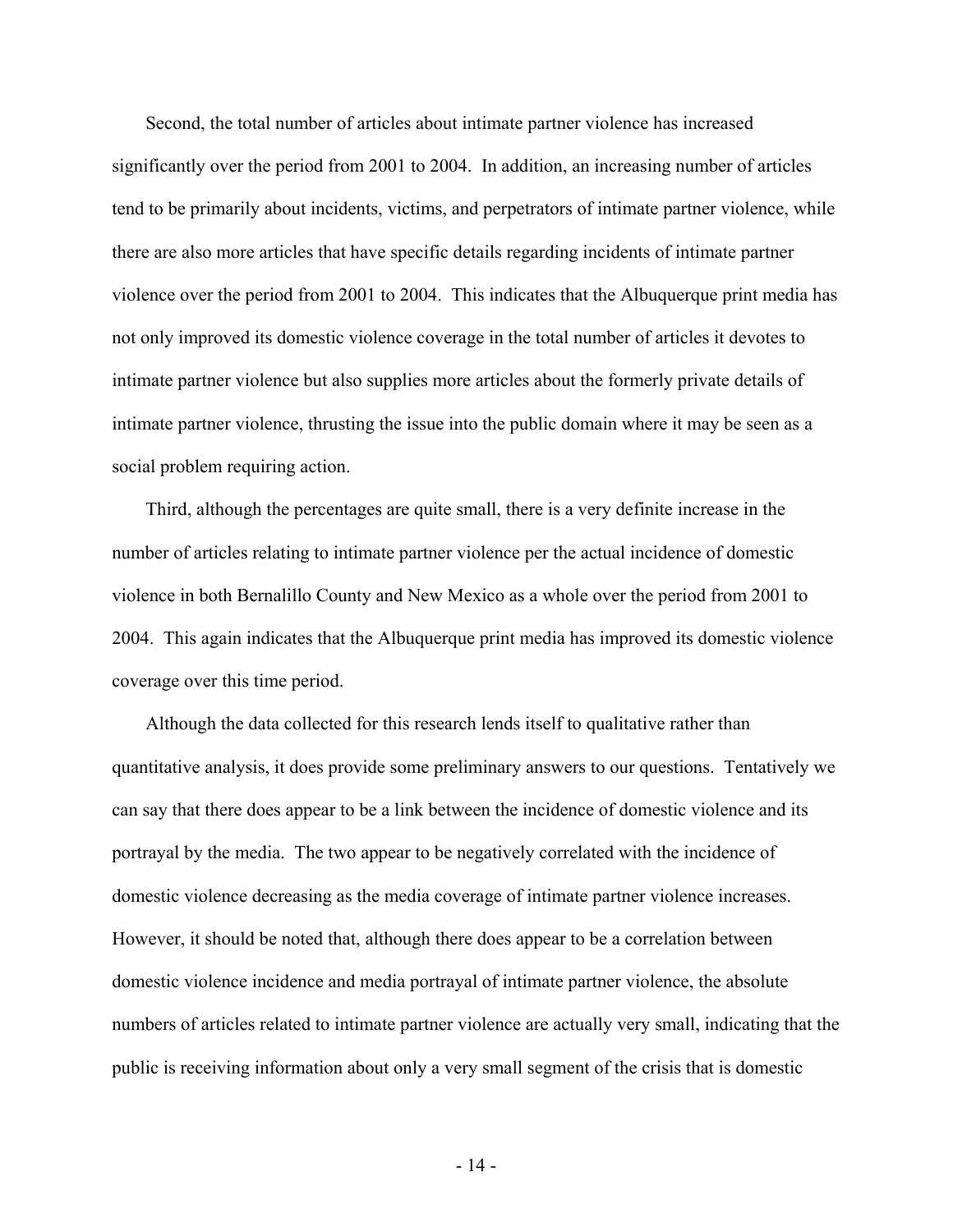Second, the total number of articles about intimate partner violence has increased significantly over the period from 2001 to 2004. In addition, an increasing number of articles tend to be primarily about incidents, victims, and perpetrators of intimate partner violence, while there are also more articles that have specific details regarding incidents of intimate partner violence over the period from 2001 to 2004. This indicates that the Albuquerque print media has not only improved its domestic violence coverage in the total number of articles it devotes to intimate partner violence but also supplies more articles about the formerly private details of intimate partner violence, thrusting the issue into the public domain where it may be seen as a social problem requiring action.

Third, although the percentages are quite small, there is a very definite increase in the number of articles relating to intimate partner violence per the actual incidence of domestic violence in both Bernalillo County and New Mexico as a whole over the period from 2001 to 2004. This again indicates that the Albuquerque print media has improved its domestic violence coverage over this time period.

Although the data collected for this research lends itself to qualitative rather than quantitative analysis, it does provide some preliminary answers to our questions. Tentatively we can say that there does appear to be a link between the incidence of domestic violence and its portrayal by the media. The two appear to be negatively correlated with the incidence of domestic violence decreasing as the media coverage of intimate partner violence increases. However, it should be noted that, although there does appear to be a correlation between domestic violence incidence and media portrayal of intimate partner violence, the absolute numbers of articles related to intimate partner violence are actually very small, indicating that the public is receiving information about only a very small segment of the crisis that is domestic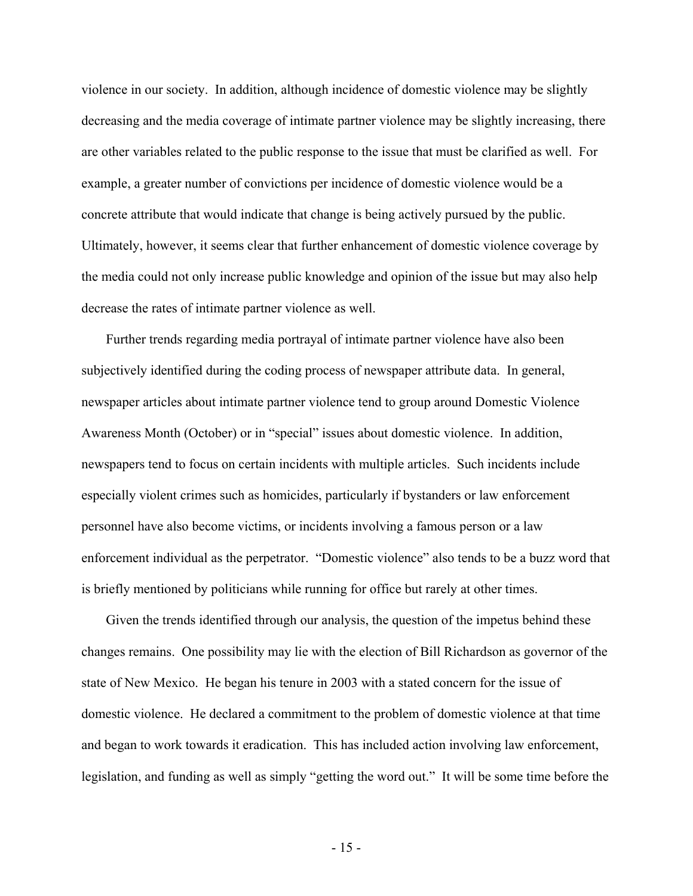violence in our society. In addition, although incidence of domestic violence may be slightly decreasing and the media coverage of intimate partner violence may be slightly increasing, there are other variables related to the public response to the issue that must be clarified as well. For example, a greater number of convictions per incidence of domestic violence would be a concrete attribute that would indicate that change is being actively pursued by the public. Ultimately, however, it seems clear that further enhancement of domestic violence coverage by the media could not only increase public knowledge and opinion of the issue but may also help decrease the rates of intimate partner violence as well.

Further trends regarding media portrayal of intimate partner violence have also been subjectively identified during the coding process of newspaper attribute data. In general, newspaper articles about intimate partner violence tend to group around Domestic Violence Awareness Month (October) or in "special" issues about domestic violence. In addition, newspapers tend to focus on certain incidents with multiple articles. Such incidents include especially violent crimes such as homicides, particularly if bystanders or law enforcement personnel have also become victims, or incidents involving a famous person or a law enforcement individual as the perpetrator. "Domestic violence" also tends to be a buzz word that is briefly mentioned by politicians while running for office but rarely at other times.

Given the trends identified through our analysis, the question of the impetus behind these changes remains. One possibility may lie with the election of Bill Richardson as governor of the state of New Mexico. He began his tenure in 2003 with a stated concern for the issue of domestic violence. He declared a commitment to the problem of domestic violence at that time and began to work towards it eradication. This has included action involving law enforcement, legislation, and funding as well as simply "getting the word out." It will be some time before the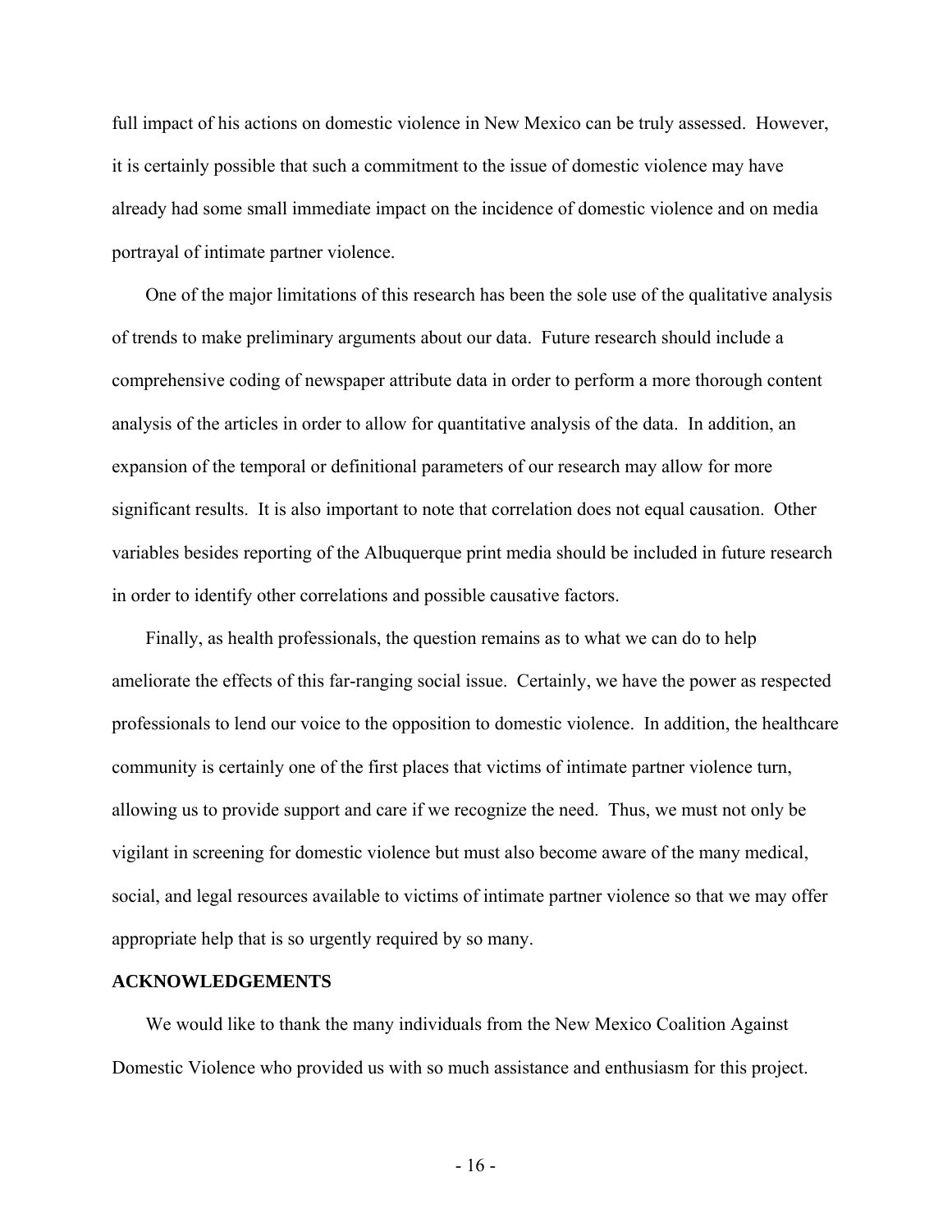full impact of his actions on domestic violence in New Mexico can be truly assessed. However, it is certainly possible that such a commitment to the issue of domestic violence may have already had some small immediate impact on the incidence of domestic violence and on media portrayal of intimate partner violence.

One of the major limitations of this research has been the sole use of the qualitative analysis of trends to make preliminary arguments about our data. Future research should include a comprehensive coding of newspaper attribute data in order to perform a more thorough content analysis of the articles in order to allow for quantitative analysis of the data. In addition, an expansion of the temporal or definitional parameters of our research may allow for more significant results. It is also important to note that correlation does not equal causation. Other variables besides reporting of the Albuquerque print media should be included in future research in order to identify other correlations and possible causative factors.

Finally, as health professionals, the question remains as to what we can do to help ameliorate the effects of this far-ranging social issue. Certainly, we have the power as respected professionals to lend our voice to the opposition to domestic violence. In addition, the healthcare community is certainly one of the first places that victims of intimate partner violence turn, allowing us to provide support and care if we recognize the need. Thus, we must not only be vigilant in screening for domestic violence but must also become aware of the many medical, social, and legal resources available to victims of intimate partner violence so that we may offer appropriate help that is so urgently required by so many.

## ACKNOWLEDGEMENTS

We would like to thank the many individuals from the New Mexico Coalition Against Domestic Violence who provided us with so much assistance and enthusiasm for this project.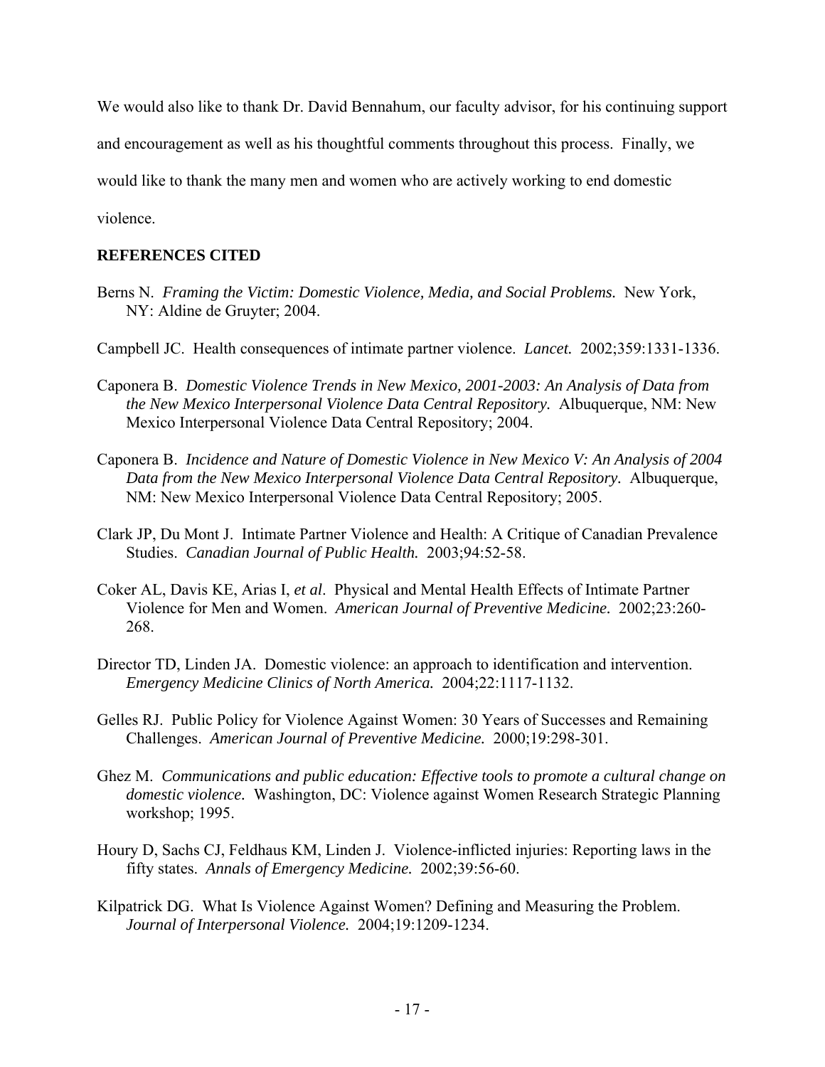We would also like to thank Dr. David Bennahum, our faculty advisor, for his continuing support and encouragement as well as his thoughtful comments throughout this process. Finally, we would like to thank the many men and women who are actively working to end domestic violence.

## REFERENCES CITED

Berns N. *Framing the Victim: Domestic Violence, Media, and Social Problems.* New York, NY: Aldine de Gruyter; 2004.

Campbell JC. Health consequences of intimate partner violence. *Lancet.* 2002;359:1331-1336.

Caponera B. *Domestic Violence Trends in New Mexico, 2001-2003: An Analysis of Data from the New Mexico Interpersonal Violence Data Central Repository.* Albuquerque, NM: New Mexico Interpersonal Violence Data Central Repository; 2004.

Caponera B. *Incidence and Nature of Domestic Violence in New Mexico V: An Analysis of 2004 Data from the New Mexico Interpersonal Violence Data Central Repository.* Albuquerque, NM: New Mexico Interpersonal Violence Data Central Repository; 2005.

Clark JP, Du Mont J. Intimate Partner Violence and Health: A Critique of Canadian Prevalence Studies. *Canadian Journal of Public Health.* 2003;94:52-58.

Coker AL, Davis KE, Arias I, *et al*. Physical and Mental Health Effects of Intimate Partner Violence for Men and Women. *American Journal of Preventive Medicine.* 2002;23:260-268.

Director TD, Linden JA. Domestic violence: an approach to identification and intervention. *Emergency Medicine Clinics of North America.* 2004;22:1117-1132.

Gelles RJ. Public Policy for Violence Against Women: 30 Years of Successes and Remaining Challenges. *American Journal of Preventive Medicine.* 2000;19:298-301.

Ghez M. *Communications and public education: Effective tools to promote a cultural change on domestic violence.* Washington, DC: Violence against Women Research Strategic Planning workshop; 1995.

Houry D, Sachs CJ, Feldhaus KM, Linden J. Violence-inflicted injuries: Reporting laws in the fifty states. *Annals of Emergency Medicine.* 2002;39:56-60.

Kilpatrick DG. What Is Violence Against Women? Defining and Measuring the Problem. *Journal of Interpersonal Violence.* 2004;19:1209-1234.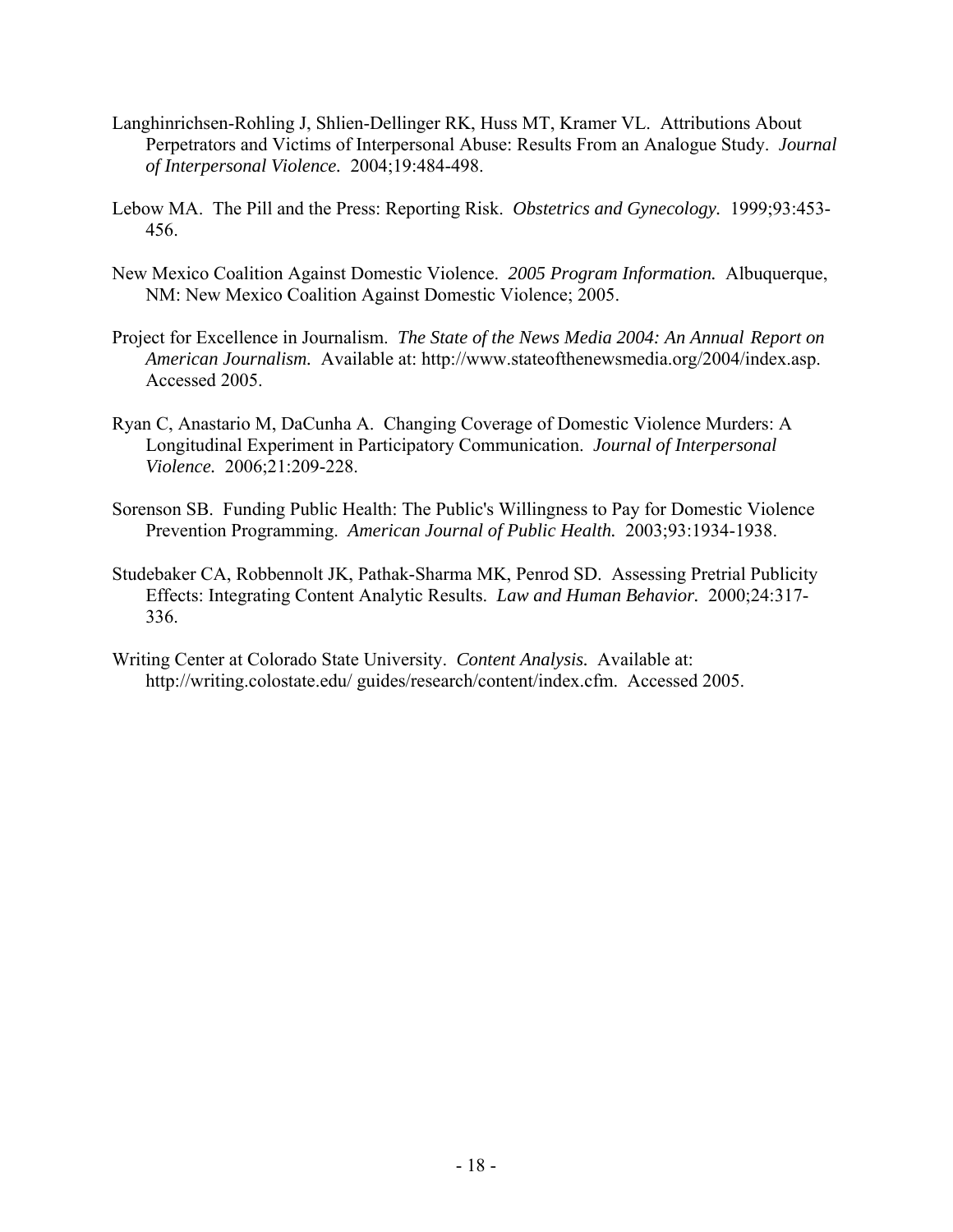Langhinrichsen-Rohling J, Shlien-Dellinger RK, Huss MT, Kramer VL. Attributions About Perpetrators and Victims of Interpersonal Abuse: Results From an Analogue Study. *Journal of Interpersonal Violence.* 2004;19:484-498.

Lebow MA. The Pill and the Press: Reporting Risk. *Obstetrics and Gynecology.* 1999;93:453-456.

New Mexico Coalition Against Domestic Violence. *2005 Program Information.* Albuquerque, NM: New Mexico Coalition Against Domestic Violence; 2005.

Project for Excellence in Journalism. *The State of the News Media 2004: An Annual Report on American Journalism.* Available at: http://www.stateofthenewsmedia.org/2004/index.asp. Accessed 2005.

Ryan C, Anastario M, DaCunha A. Changing Coverage of Domestic Violence Murders: A Longitudinal Experiment in Participatory Communication. *Journal of Interpersonal Violence.* 2006;21:209-228.

Sorenson SB. Funding Public Health: The Public's Willingness to Pay for Domestic Violence Prevention Programming. *American Journal of Public Health.* 2003;93:1934-1938.

Studebaker CA, Robbennolt JK, Pathak-Sharma MK, Penrod SD. Assessing Pretrial Publicity Effects: Integrating Content Analytic Results. *Law and Human Behavior.* 2000;24:317-336.

Writing Center at Colorado State University. *Content Analysis.* Available at: http://writing.colostate.edu/ guides/research/content/index.cfm. Accessed 2005.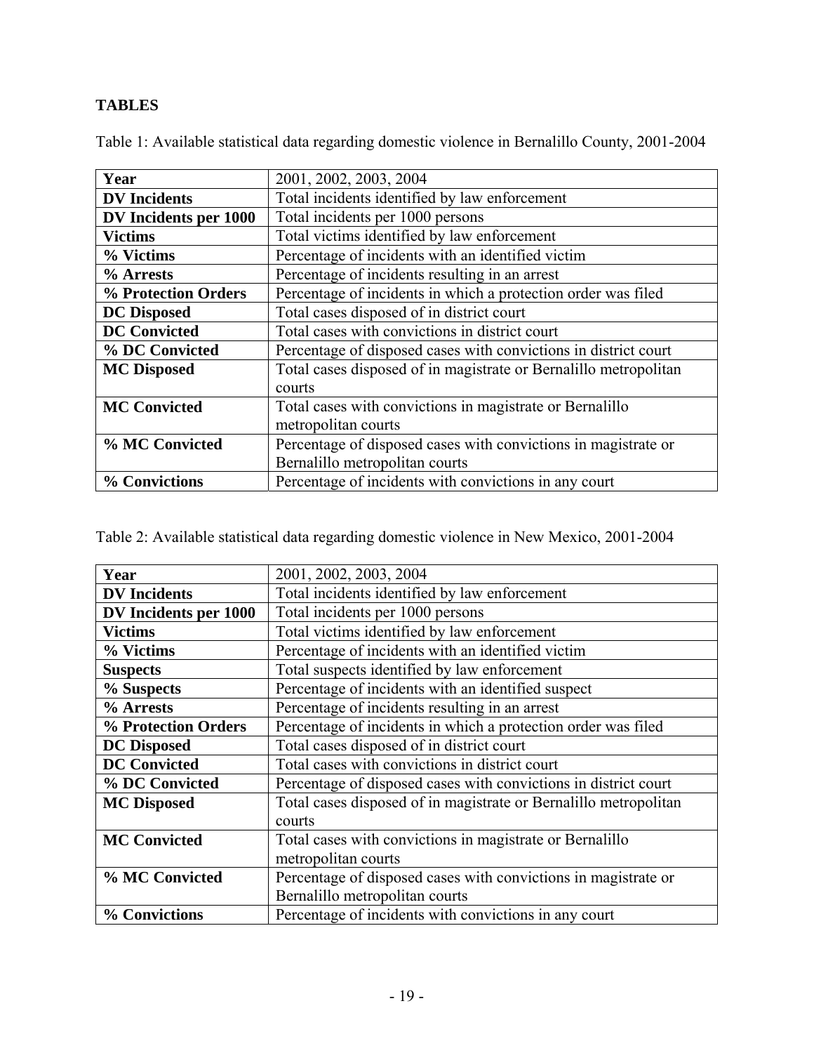## TABLES

Table 1: Available statistical data regarding domestic violence in Bernalillo County, 2001-2004

| **Year** | 2001, 2002, 2003, 2004 |
|---|---|
| **DV Incidents** | Total incidents identified by law enforcement |
| **DV Incidents per 1000** | Total incidents per 1000 persons |
| **Victims** | Total victims identified by law enforcement |
| **% Victims** | Percentage of incidents with an identified victim |
| **% Arrests** | Percentage of incidents resulting in an arrest |
| **% Protection Orders** | Percentage of incidents in which a protection order was filed |
| **DC Disposed** | Total cases disposed of in district court |
| **DC Convicted** | Total cases with convictions in district court |
| **% DC Convicted** | Percentage of disposed cases with convictions in district court |
| **MC Disposed** | Total cases disposed of in magistrate or Bernalillo metropolitan courts |
| **MC Convicted** | Total cases with convictions in magistrate or Bernalillo metropolitan courts |
| **% MC Convicted** | Percentage of disposed cases with convictions in magistrate or Bernalillo metropolitan courts |
| **% Convictions** | Percentage of incidents with convictions in any court |

Table 2: Available statistical data regarding domestic violence in New Mexico, 2001-2004

| **Year** | 2001, 2002, 2003, 2004 |
|---|---|
| **DV Incidents** | Total incidents identified by law enforcement |
| **DV Incidents per 1000** | Total incidents per 1000 persons |
| **Victims** | Total victims identified by law enforcement |
| **% Victims** | Percentage of incidents with an identified victim |
| **Suspects** | Total suspects identified by law enforcement |
| **% Suspects** | Percentage of incidents with an identified suspect |
| **% Arrests** | Percentage of incidents resulting in an arrest |
| **% Protection Orders** | Percentage of incidents in which a protection order was filed |
| **DC Disposed** | Total cases disposed of in district court |
| **DC Convicted** | Total cases with convictions in district court |
| **% DC Convicted** | Percentage of disposed cases with convictions in district court |
| **MC Disposed** | Total cases disposed of in magistrate or Bernalillo metropolitan courts |
| **MC Convicted** | Total cases with convictions in magistrate or Bernalillo metropolitan courts |
| **% MC Convicted** | Percentage of disposed cases with convictions in magistrate or Bernalillo metropolitan courts |
| **% Convictions** | Percentage of incidents with convictions in any court |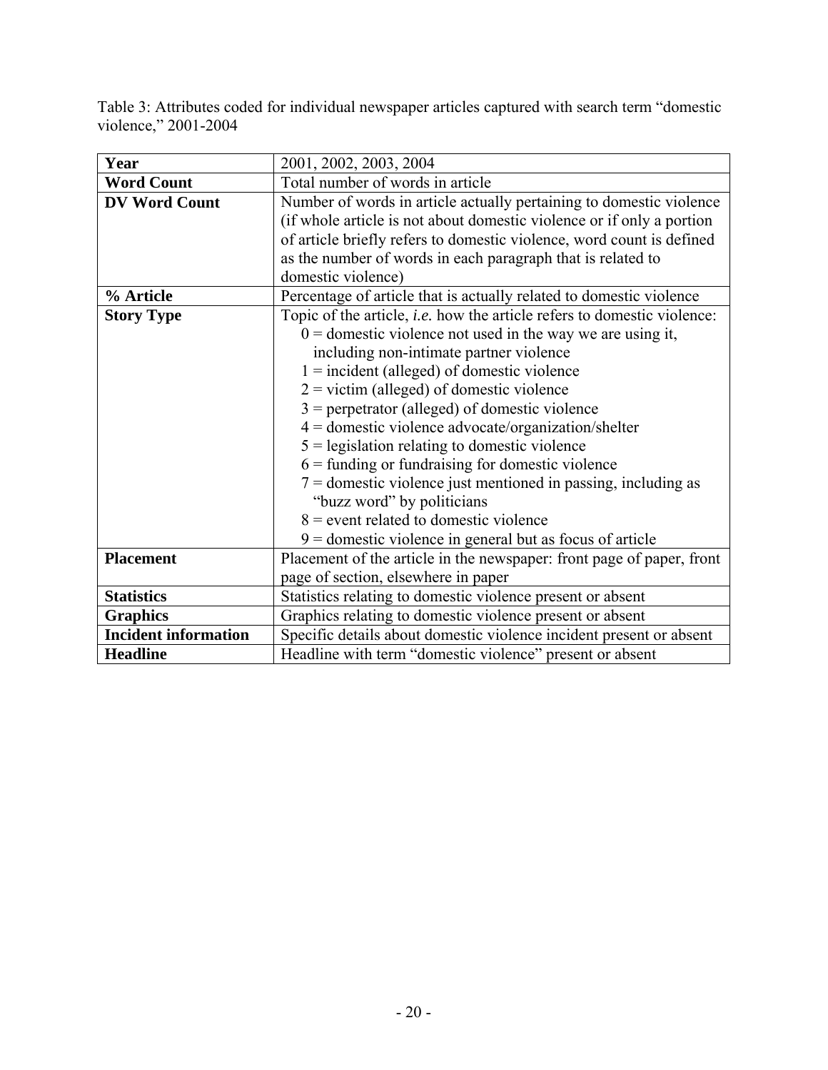Table 3: Attributes coded for individual newspaper articles captured with search term "domestic violence," 2001-2004

| | |
|---|---|
| **Year** | 2001, 2002, 2003, 2004 |
| **Word Count** | Total number of words in article |
| **DV Word Count** | Number of words in article actually pertaining to domestic violence (if whole article is not about domestic violence or if only a portion of article briefly refers to domestic violence, word count is defined as the number of words in each paragraph that is related to domestic violence) |
| **% Article** | Percentage of article that is actually related to domestic violence |
| **Story Type** | Topic of the article, *i.e.* how the article refers to domestic violence:<br>0 = domestic violence not used in the way we are using it, including non-intimate partner violence<br>1 = incident (alleged) of domestic violence<br>2 = victim (alleged) of domestic violence<br>3 = perpetrator (alleged) of domestic violence<br>4 = domestic violence advocate/organization/shelter<br>5 = legislation relating to domestic violence<br>6 = funding or fundraising for domestic violence<br>7 = domestic violence just mentioned in passing, including as "buzz word" by politicians<br>8 = event related to domestic violence<br>9 = domestic violence in general but as focus of article |
| **Placement** | Placement of the article in the newspaper: front page of paper, front page of section, elsewhere in paper |
| **Statistics** | Statistics relating to domestic violence present or absent |
| **Graphics** | Graphics relating to domestic violence present or absent |
| **Incident information** | Specific details about domestic violence incident present or absent |
| **Headline** | Headline with term "domestic violence" present or absent |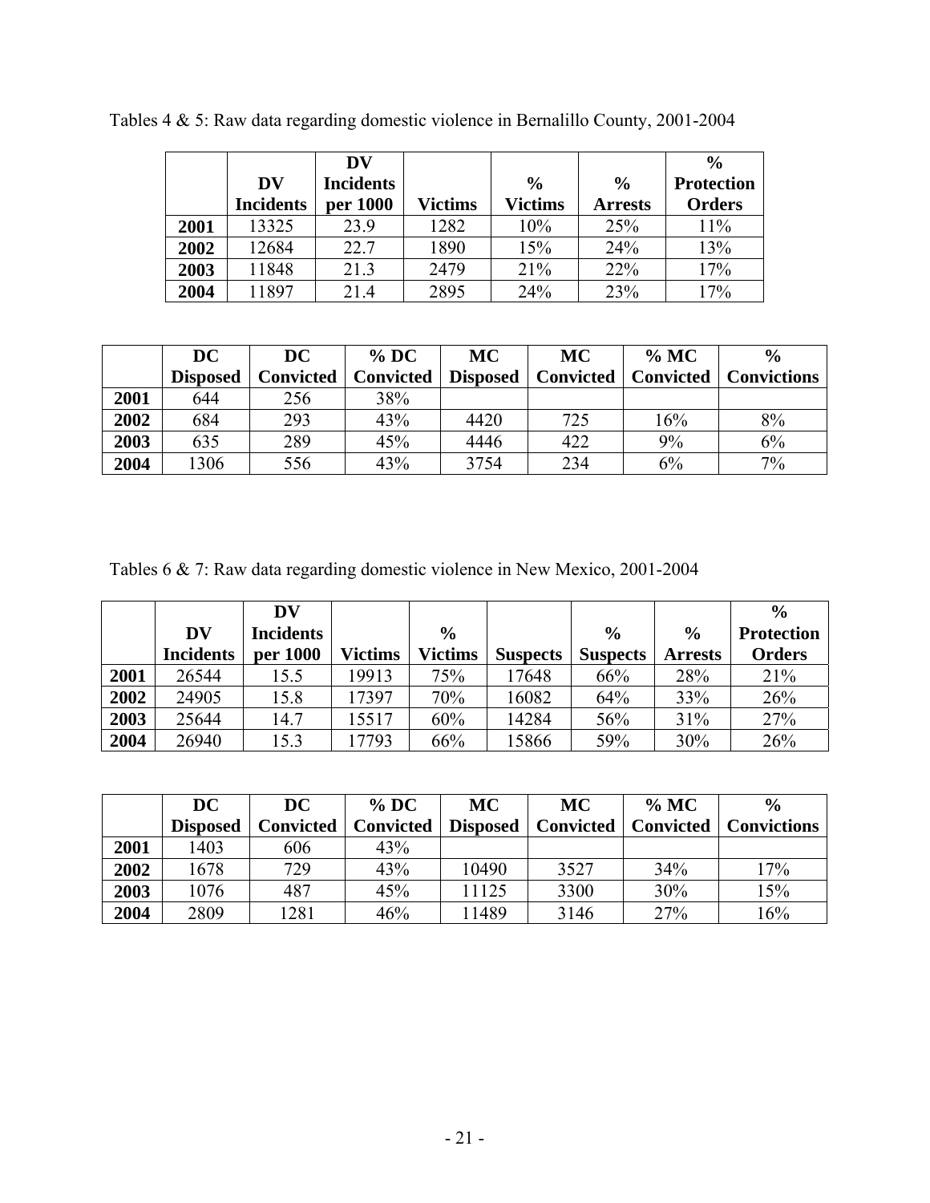Tables 4 & 5: Raw data regarding domestic violence in Bernalillo County, 2001-2004

| | DV Incidents | DV Incidents per 1000 | Victims | % Victims | % Arrests | % Protection Orders |
|---|---|---|---|---|---|---|
| **2001** | 13325 | 23.9 | 1282 | 10% | 25% | 11% |
| **2002** | 12684 | 22.7 | 1890 | 15% | 24% | 13% |
| **2003** | 11848 | 21.3 | 2479 | 21% | 22% | 17% |
| **2004** | 11897 | 21.4 | 2895 | 24% | 23% | 17% |

| | DC Disposed | DC Convicted | % DC Convicted | MC Disposed | MC Convicted | % MC Convicted | % Convictions |
|---|---|---|---|---|---|---|---|
| **2001** | 644 | 256 | 38% | | | | |
| **2002** | 684 | 293 | 43% | 4420 | 725 | 16% | 8% |
| **2003** | 635 | 289 | 45% | 4446 | 422 | 9% | 6% |
| **2004** | 1306 | 556 | 43% | 3754 | 234 | 6% | 7% |

Tables 6 & 7: Raw data regarding domestic violence in New Mexico, 2001-2004

| | DV Incidents | DV Incidents per 1000 | Victims | % Victims | Suspects | % Suspects | % Arrests | % Protection Orders |
|---|---|---|---|---|---|---|---|---|
| **2001** | 26544 | 15.5 | 19913 | 75% | 17648 | 66% | 28% | 21% |
| **2002** | 24905 | 15.8 | 17397 | 70% | 16082 | 64% | 33% | 26% |
| **2003** | 25644 | 14.7 | 15517 | 60% | 14284 | 56% | 31% | 27% |
| **2004** | 26940 | 15.3 | 17793 | 66% | 15866 | 59% | 30% | 26% |

| | DC Disposed | DC Convicted | % DC Convicted | MC Disposed | MC Convicted | % MC Convicted | % Convictions |
|---|---|---|---|---|---|---|---|
| **2001** | 1403 | 606 | 43% | | | | |
| **2002** | 1678 | 729 | 43% | 10490 | 3527 | 34% | 17% |
| **2003** | 1076 | 487 | 45% | 11125 | 3300 | 30% | 15% |
| **2004** | 2809 | 1281 | 46% | 11489 | 3146 | 27% | 16% |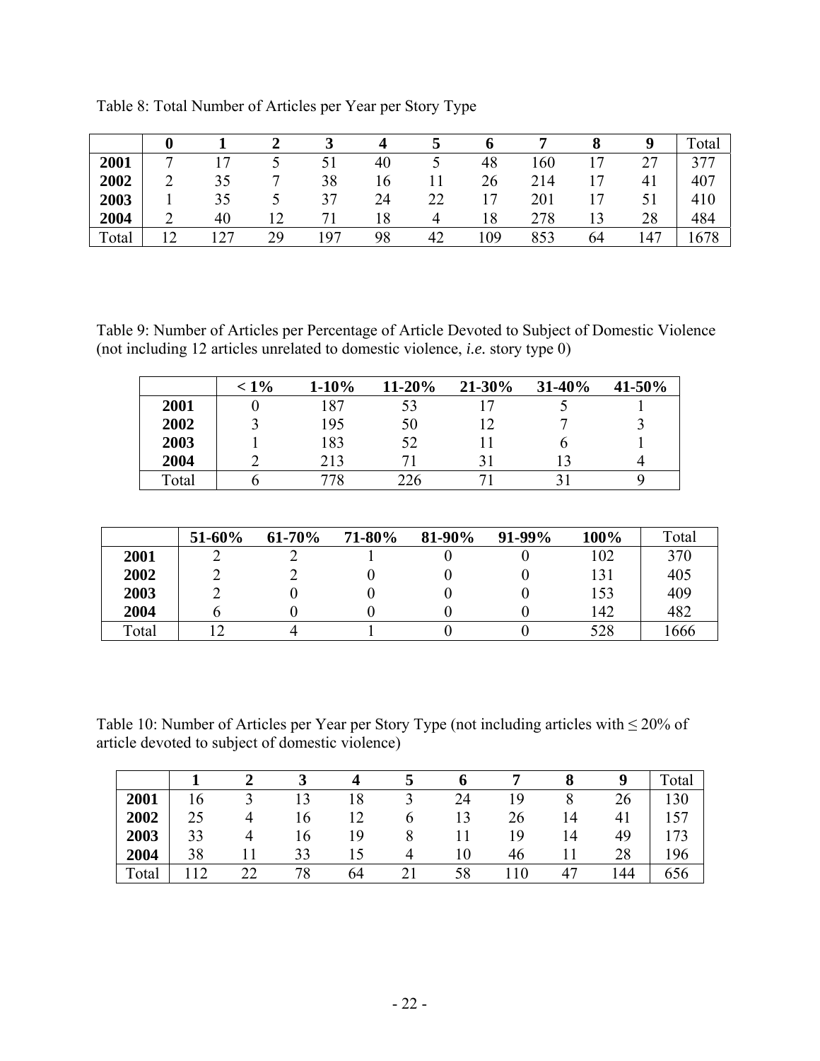Table 8: Total Number of Articles per Year per Story Type

| | **0** | **1** | **2** | **3** | **4** | **5** | **6** | **7** | **8** | **9** | Total |
|---|---|---|---|---|---|---|---|---|---|---|---|
| **2001** | 7 | 17 | 5 | 51 | 40 | 5 | 48 | 160 | 17 | 27 | 377 |
| **2002** | 2 | 35 | 7 | 38 | 16 | 11 | 26 | 214 | 17 | 41 | 407 |
| **2003** | 1 | 35 | 5 | 37 | 24 | 22 | 17 | 201 | 17 | 51 | 410 |
| **2004** | 2 | 40 | 12 | 71 | 18 | 4 | 18 | 278 | 13 | 28 | 484 |
| Total | 12 | 127 | 29 | 197 | 98 | 42 | 109 | 853 | 64 | 147 | 1678 |

Table 9: Number of Articles per Percentage of Article Devoted to Subject of Domestic Violence (not including 12 articles unrelated to domestic violence, *i.e.* story type 0)

| | **< 1%** | **1-10%** | **11-20%** | **21-30%** | **31-40%** | **41-50%** | **51-60%** | **61-70%** | **71-80%** | **81-90%** | **91-99%** | **100%** | Total |
|---|---|---|---|---|---|---|---|---|---|---|---|---|---|
| **2001** | 0 | 187 | 53 | 17 | 5 | 1 | 2 | 2 | 1 | 0 | 0 | 102 | 370 |
| **2002** | 3 | 195 | 50 | 12 | 7 | 3 | 2 | 2 | 0 | 0 | 0 | 131 | 405 |
| **2003** | 1 | 183 | 52 | 11 | 6 | 1 | 2 | 0 | 0 | 0 | 0 | 153 | 409 |
| **2004** | 2 | 213 | 71 | 31 | 13 | 4 | 6 | 0 | 0 | 0 | 0 | 142 | 482 |
| Total | 6 | 778 | 226 | 71 | 31 | 9 | 12 | 4 | 1 | 0 | 0 | 528 | 1666 |

Table 10: Number of Articles per Year per Story Type (not including articles with ≤ 20% of article devoted to subject of domestic violence)

| | **1** | **2** | **3** | **4** | **5** | **6** | **7** | **8** | **9** | Total |
|---|---|---|---|---|---|---|---|---|---|---|
| **2001** | 16 | 3 | 13 | 18 | 3 | 24 | 19 | 8 | 26 | 130 |
| **2002** | 25 | 4 | 16 | 12 | 6 | 13 | 26 | 14 | 41 | 157 |
| **2003** | 33 | 4 | 16 | 19 | 8 | 11 | 19 | 14 | 49 | 173 |
| **2004** | 38 | 11 | 33 | 15 | 4 | 10 | 46 | 11 | 28 | 196 |
| Total | 112 | 22 | 78 | 64 | 21 | 58 | 110 | 47 | 144 | 656 |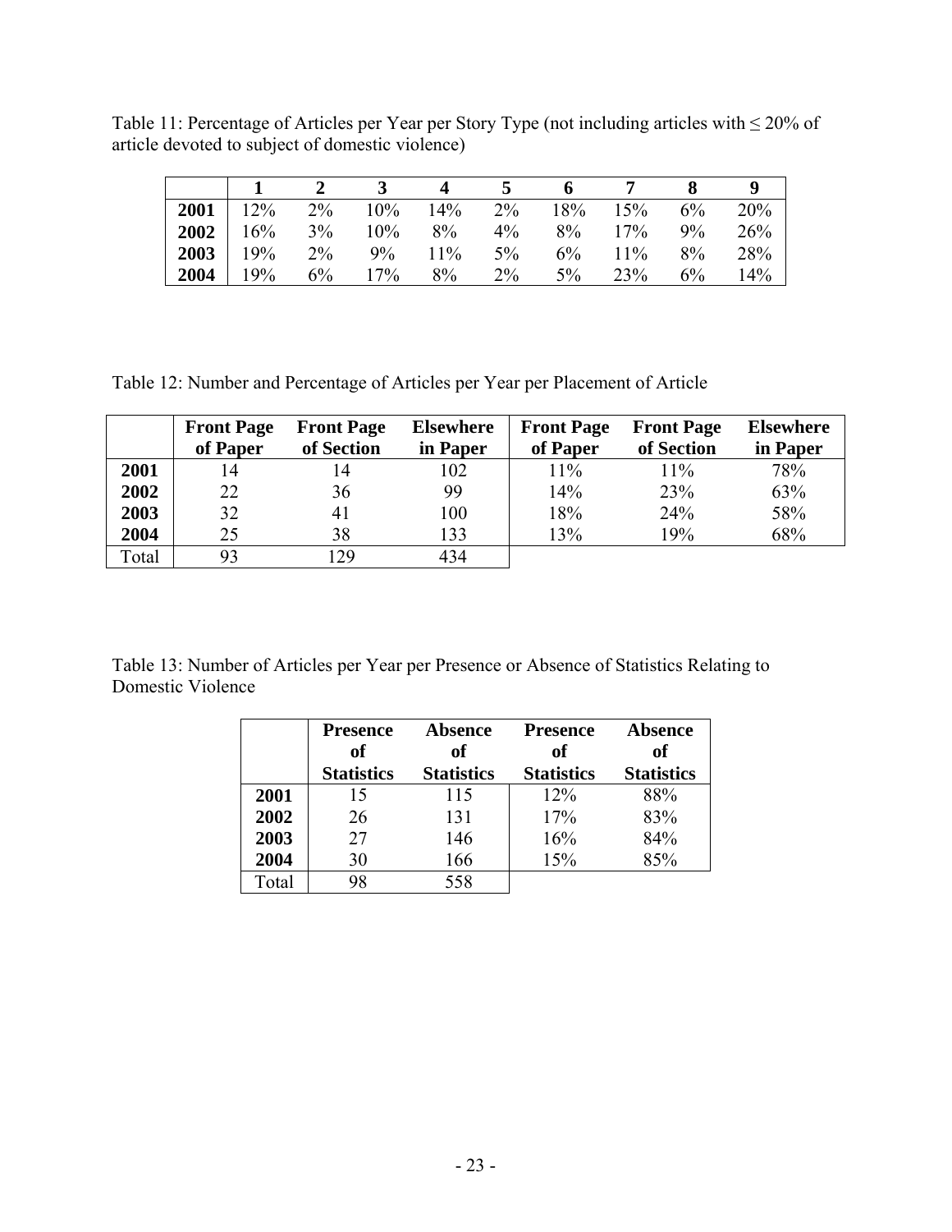Table 11: Percentage of Articles per Year per Story Type (not including articles with ≤ 20% of article devoted to subject of domestic violence)

| | 1 | 2 | 3 | 4 | 5 | 6 | 7 | 8 | 9 |
|---|---|---|---|---|---|---|---|---|---|
| **2001** | 12% | 2% | 10% | 14% | 2% | 18% | 15% | 6% | 20% |
| **2002** | 16% | 3% | 10% | 8% | 4% | 8% | 17% | 9% | 26% |
| **2003** | 19% | 2% | 9% | 11% | 5% | 6% | 11% | 8% | 28% |
| **2004** | 19% | 6% | 17% | 8% | 2% | 5% | 23% | 6% | 14% |

Table 12: Number and Percentage of Articles per Year per Placement of Article

| | **Front Page of Paper** | **Front Page of Section** | **Elsewhere in Paper** | **Front Page of Paper** | **Front Page of Section** | **Elsewhere in Paper** |
|---|---|---|---|---|---|---|
| **2001** | 14 | 14 | 102 | 11% | 11% | 78% |
| **2002** | 22 | 36 | 99 | 14% | 23% | 63% |
| **2003** | 32 | 41 | 100 | 18% | 24% | 58% |
| **2004** | 25 | 38 | 133 | 13% | 19% | 68% |
| Total | 93 | 129 | 434 | | | |

Table 13: Number of Articles per Year per Presence or Absence of Statistics Relating to Domestic Violence

| | **Presence of Statistics** | **Absence of Statistics** | **Presence of Statistics** | **Absence of Statistics** |
|---|---|---|---|---|
| **2001** | 15 | 115 | 12% | 88% |
| **2002** | 26 | 131 | 17% | 83% |
| **2003** | 27 | 146 | 16% | 84% |
| **2004** | 30 | 166 | 15% | 85% |
| Total | 98 | 558 | | |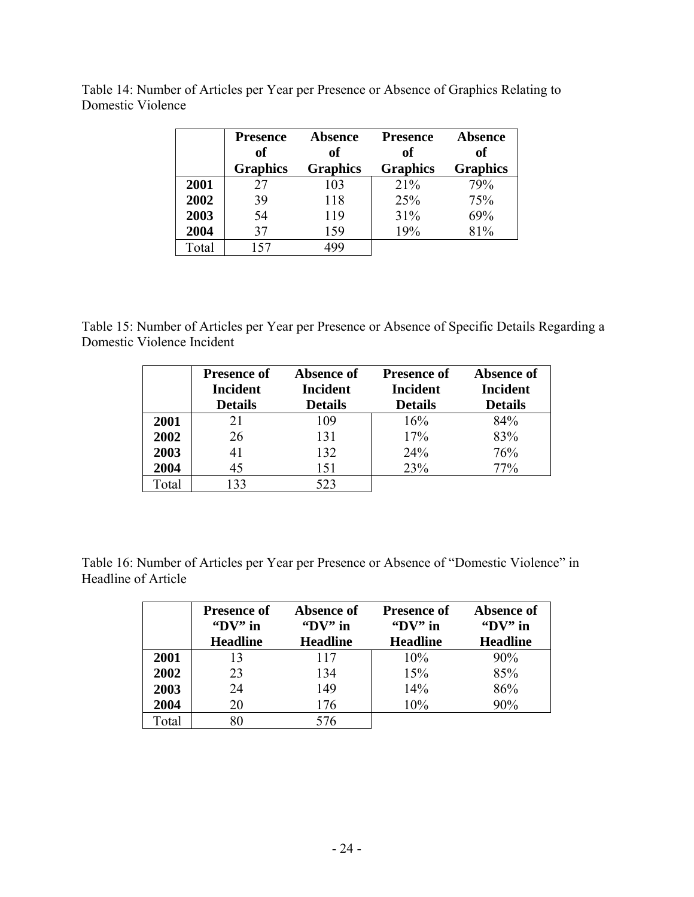Table 14: Number of Articles per Year per Presence or Absence of Graphics Relating to Domestic Violence

| | Presence of Graphics | Absence of Graphics | Presence of Graphics | Absence of Graphics |
|---|---|---|---|---|
| **2001** | 27 | 103 | 21% | 79% |
| **2002** | 39 | 118 | 25% | 75% |
| **2003** | 54 | 119 | 31% | 69% |
| **2004** | 37 | 159 | 19% | 81% |
| Total | 157 | 499 | | |

Table 15: Number of Articles per Year per Presence or Absence of Specific Details Regarding a Domestic Violence Incident

| | Presence of Incident Details | Absence of Incident Details | Presence of Incident Details | Absence of Incident Details |
|---|---|---|---|---|
| **2001** | 21 | 109 | 16% | 84% |
| **2002** | 26 | 131 | 17% | 83% |
| **2003** | 41 | 132 | 24% | 76% |
| **2004** | 45 | 151 | 23% | 77% |
| Total | 133 | 523 | | |

Table 16: Number of Articles per Year per Presence or Absence of "Domestic Violence" in Headline of Article

| | Presence of "DV" in Headline | Absence of "DV" in Headline | Presence of "DV" in Headline | Absence of "DV" in Headline |
|---|---|---|---|---|
| **2001** | 13 | 117 | 10% | 90% |
| **2002** | 23 | 134 | 15% | 85% |
| **2003** | 24 | 149 | 14% | 86% |
| **2004** | 20 | 176 | 10% | 90% |
| Total | 80 | 576 | | |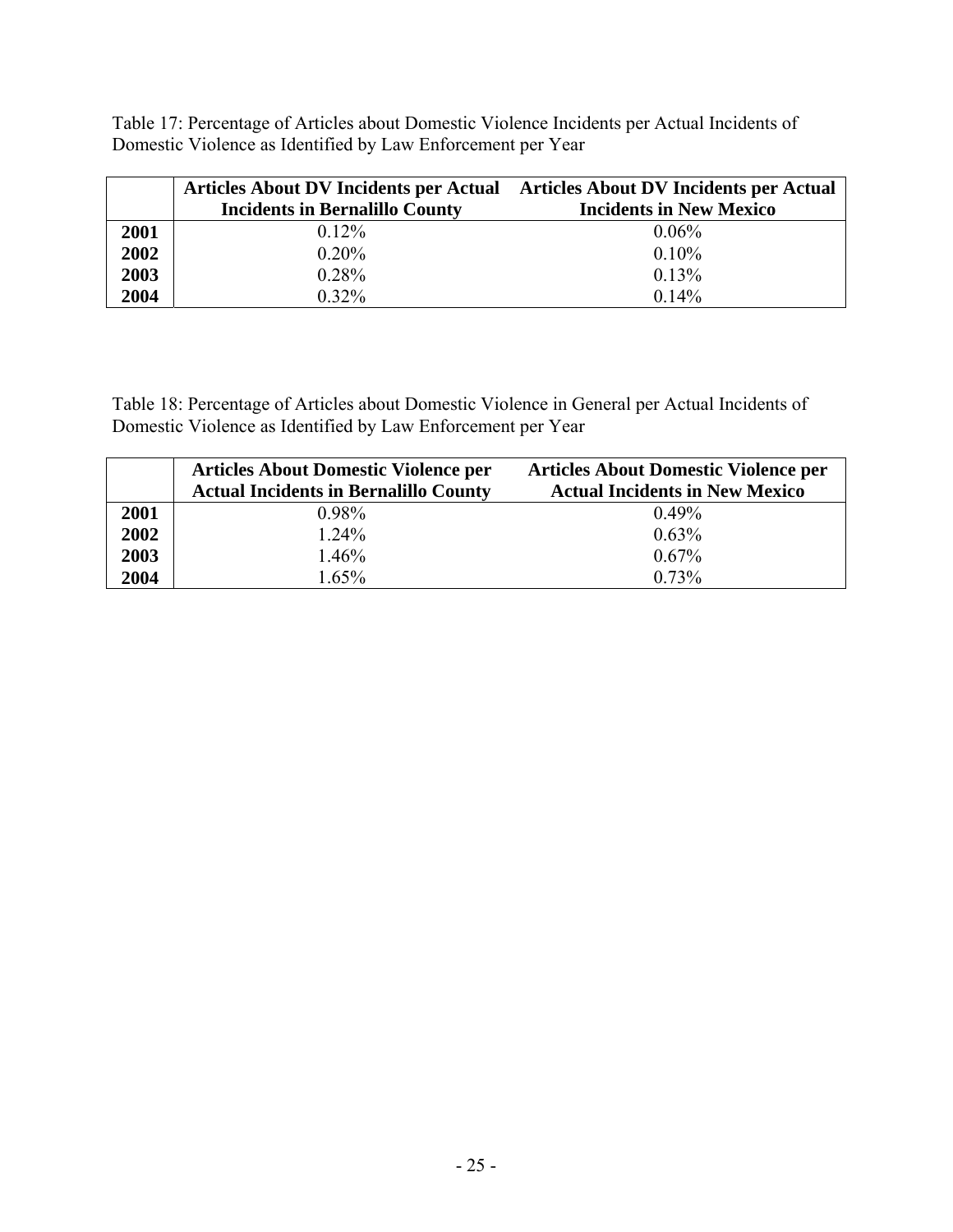Table 17: Percentage of Articles about Domestic Violence Incidents per Actual Incidents of Domestic Violence as Identified by Law Enforcement per Year

| | Articles About DV Incidents per Actual Incidents in Bernalillo County | Articles About DV Incidents per Actual Incidents in New Mexico |
|---|---|---|
| **2001** | 0.12% | 0.06% |
| **2002** | 0.20% | 0.10% |
| **2003** | 0.28% | 0.13% |
| **2004** | 0.32% | 0.14% |

Table 18: Percentage of Articles about Domestic Violence in General per Actual Incidents of Domestic Violence as Identified by Law Enforcement per Year

| | Articles About Domestic Violence per Actual Incidents in Bernalillo County | Articles About Domestic Violence per Actual Incidents in New Mexico |
|---|---|---|
| **2001** | 0.98% | 0.49% |
| **2002** | 1.24% | 0.63% |
| **2003** | 1.46% | 0.67% |
| **2004** | 1.65% | 0.73% |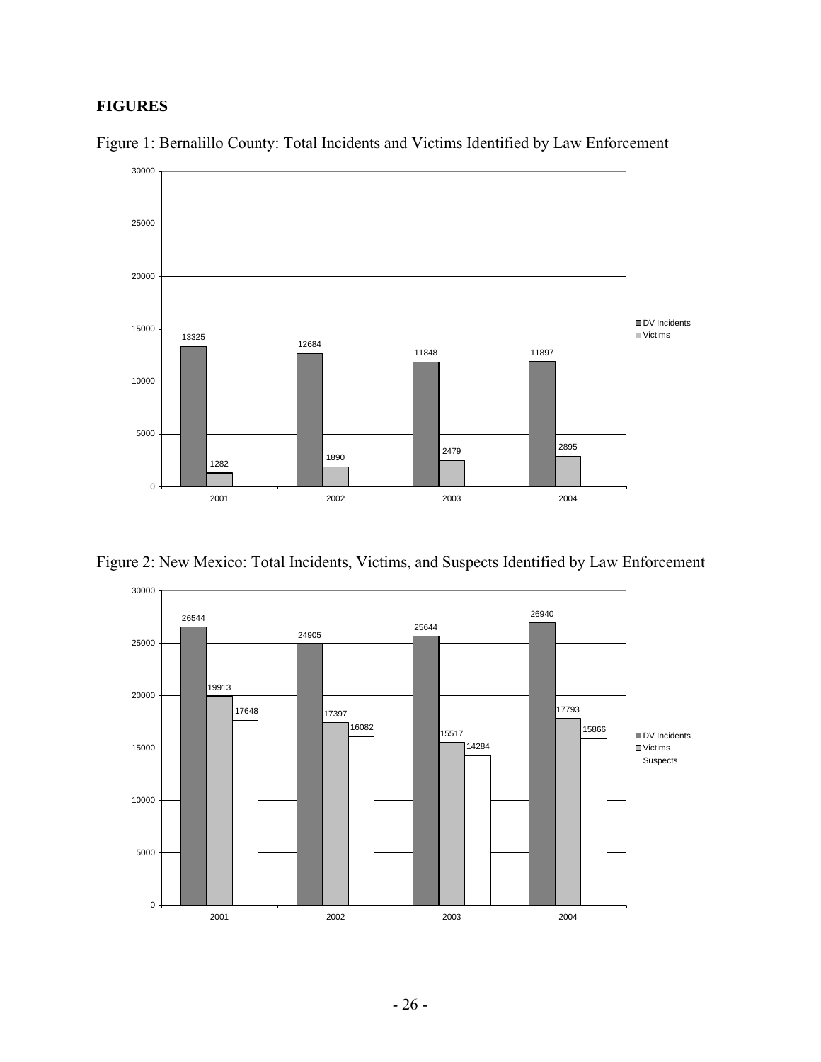## FIGURES

Figure 1: Bernalillo County: Total Incidents and Victims Identified by Law Enforcement

| Year | DV Incidents | Victims |
|---|---|---|
| 2001 | 13325 | 1282 |
| 2002 | 12684 | 1890 |
| 2003 | 11848 | 2479 |
| 2004 | 11897 | 2895 |

Figure 2: New Mexico: Total Incidents, Victims, and Suspects Identified by Law Enforcement

| Year | DV Incidents | Victims | Suspects |
|---|---|---|---|
| 2001 | 26544 | 19913 | 17648 |
| 2002 | 24905 | 17397 | 16082 |
| 2003 | 25644 | 15517 | 14284 |
| 2004 | 26940 | 17793 | 15866 |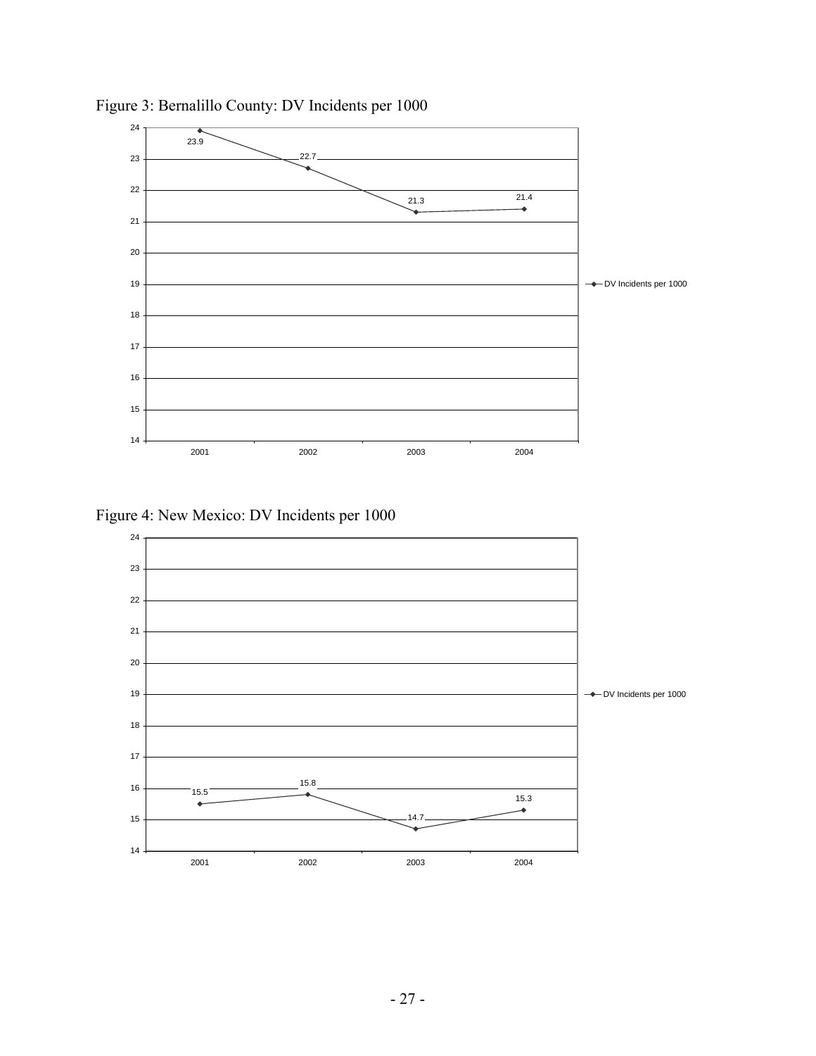Figure 3: Bernalillo County: DV Incidents per 1000

| Year | DV Incidents per 1000 |
| --- | --- |
| 2001 | 23.9 |
| 2002 | 22.7 |
| 2003 | 21.3 |
| 2004 | 21.4 |

Figure 4: New Mexico: DV Incidents per 1000

| Year | DV Incidents per 1000 |
| --- | --- |
| 2001 | 15.5 |
| 2002 | 15.8 |
| 2003 | 14.7 |
| 2004 | 15.3 |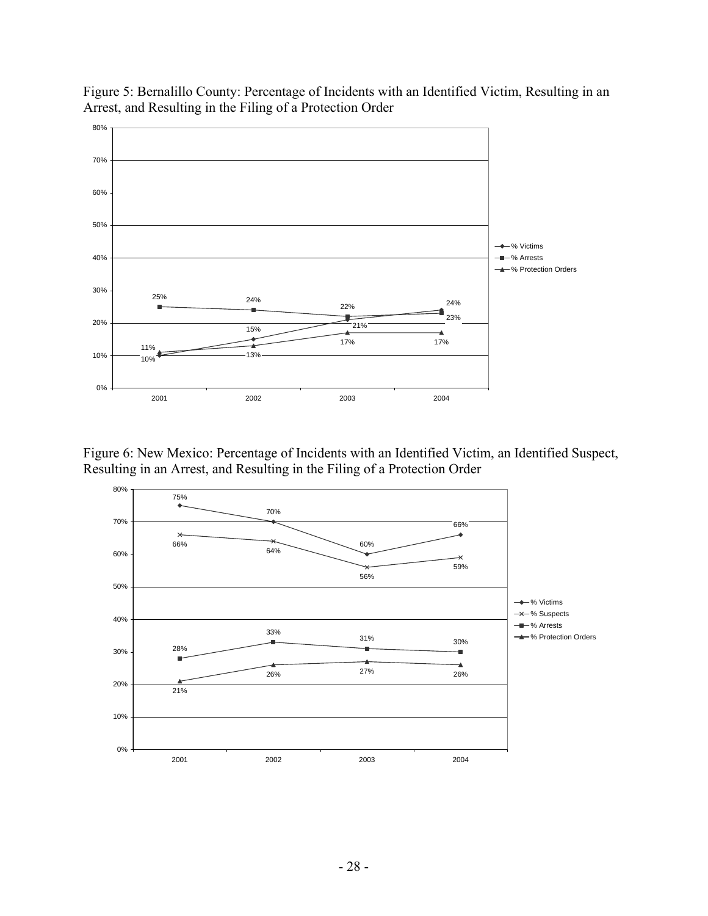Figure 5: Bernalillo County: Percentage of Incidents with an Identified Victim, Resulting in an Arrest, and Resulting in the Filing of a Protection Order

Figure 6: New Mexico: Percentage of Incidents with an Identified Victim, an Identified Suspect, Resulting in an Arrest, and Resulting in the Filing of a Protection Order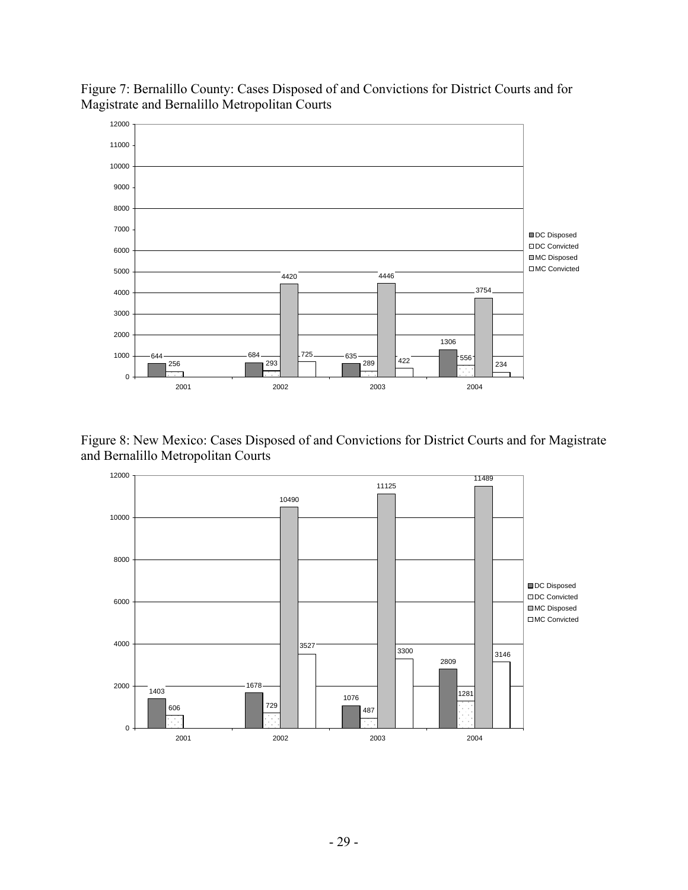Figure 7: Bernalillo County: Cases Disposed of and Convictions for District Courts and for Magistrate and Bernalillo Metropolitan Courts

| Year | DC Disposed | DC Convicted | MC Disposed | MC Convicted |
|---|---|---|---|---|
| 2001 | 644 | 256 | | |
| 2002 | 684 | 293 | 4420 | 725 |
| 2003 | 635 | 289 | 4446 | 422 |
| 2004 | 1306 | 556 | 3754 | 234 |

Figure 8: New Mexico: Cases Disposed of and Convictions for District Courts and for Magistrate and Bernalillo Metropolitan Courts

| Year | DC Disposed | DC Convicted | MC Disposed | MC Convicted |
|---|---|---|---|---|
| 2001 | 1403 | 606 | | |
| 2002 | 1678 | 729 | 10490 | 3527 |
| 2003 | 1076 | 487 | 11125 | 3300 |
| 2004 | 2809 | 1281 | 11489 | 3146 |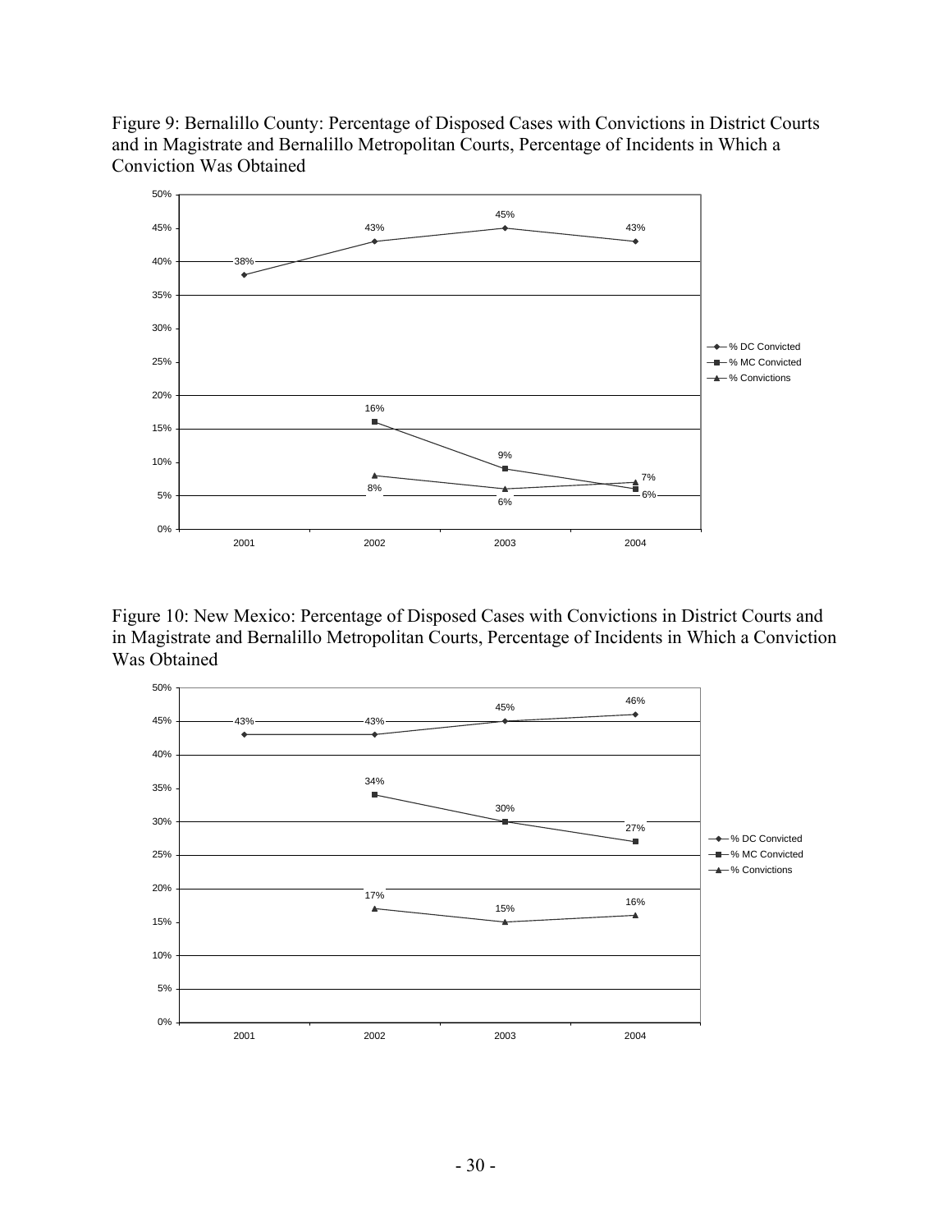Figure 9: Bernalillo County: Percentage of Disposed Cases with Convictions in District Courts and in Magistrate and Bernalillo Metropolitan Courts, Percentage of Incidents in Which a Conviction Was Obtained

| Year | % DC Convicted | % MC Convicted | % Convictions |
| --- | --- | --- | --- |
| 2001 | 38% | | |
| 2002 | 43% | 16% | 8% |
| 2003 | 45% | 9% | 6% |
| 2004 | 43% | 6% | 7% |

Figure 10: New Mexico: Percentage of Disposed Cases with Convictions in District Courts and in Magistrate and Bernalillo Metropolitan Courts, Percentage of Incidents in Which a Conviction Was Obtained

| Year | % DC Convicted | % MC Convicted | % Convictions |
| --- | --- | --- | --- |
| 2001 | 43% | | |
| 2002 | 43% | 34% | 17% |
| 2003 | 45% | 30% | 15% |
| 2004 | 46% | 27% | 16% |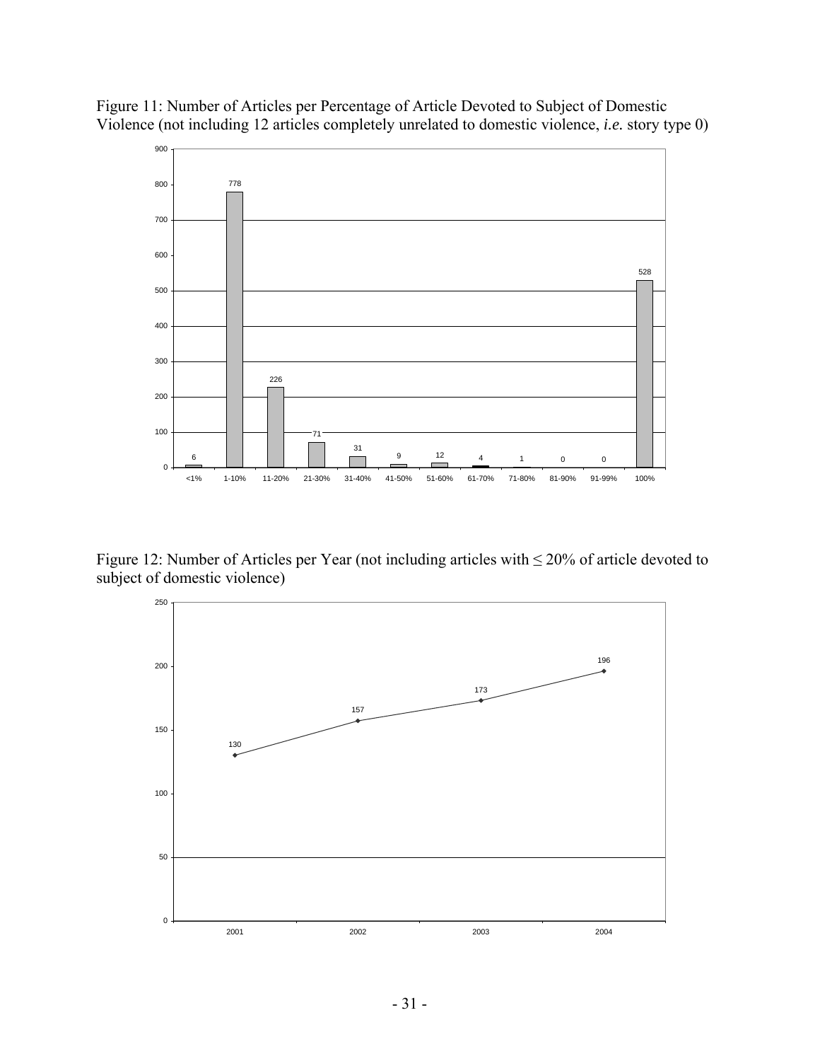Figure 11: Number of Articles per Percentage of Article Devoted to Subject of Domestic Violence (not including 12 articles completely unrelated to domestic violence, *i.e.* story type 0)

| Percentage of article | Number of articles |
| --- | --- |
| <1% | 6 |
| 1-10% | 778 |
| 11-20% | 226 |
| 21-30% | 71 |
| 31-40% | 31 |
| 41-50% | 9 |
| 51-60% | 12 |
| 61-70% | 4 |
| 71-80% | 1 |
| 81-90% | 0 |
| 91-99% | 0 |
| 100% | 528 |

Figure 12: Number of Articles per Year (not including articles with ≤ 20% of article devoted to subject of domestic violence)

| Year | Number of articles |
| --- | --- |
| 2001 | 130 |
| 2002 | 157 |
| 2003 | 173 |
| 2004 | 196 |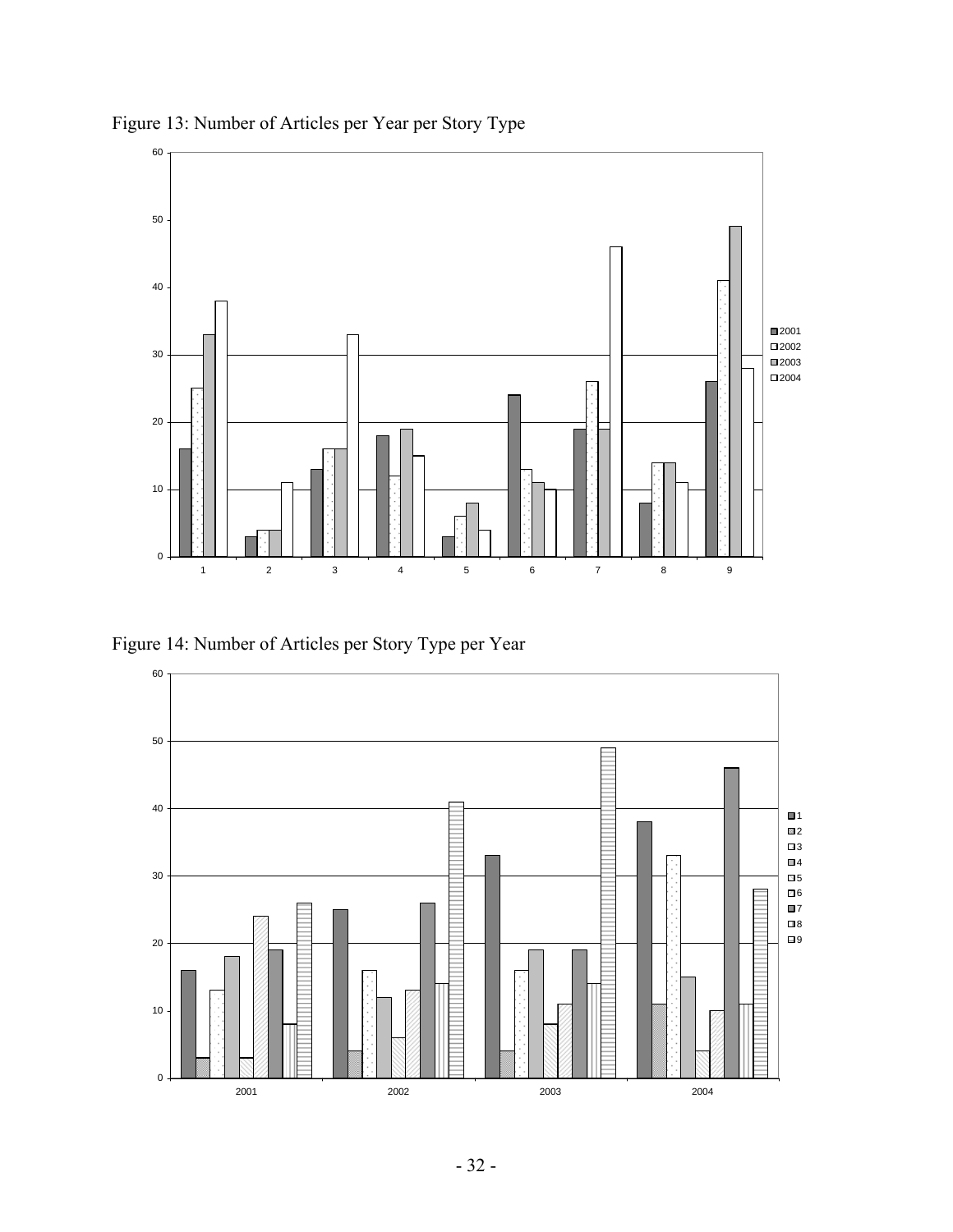Figure 13: Number of Articles per Year per Story Type

Figure 14: Number of Articles per Story Type per Year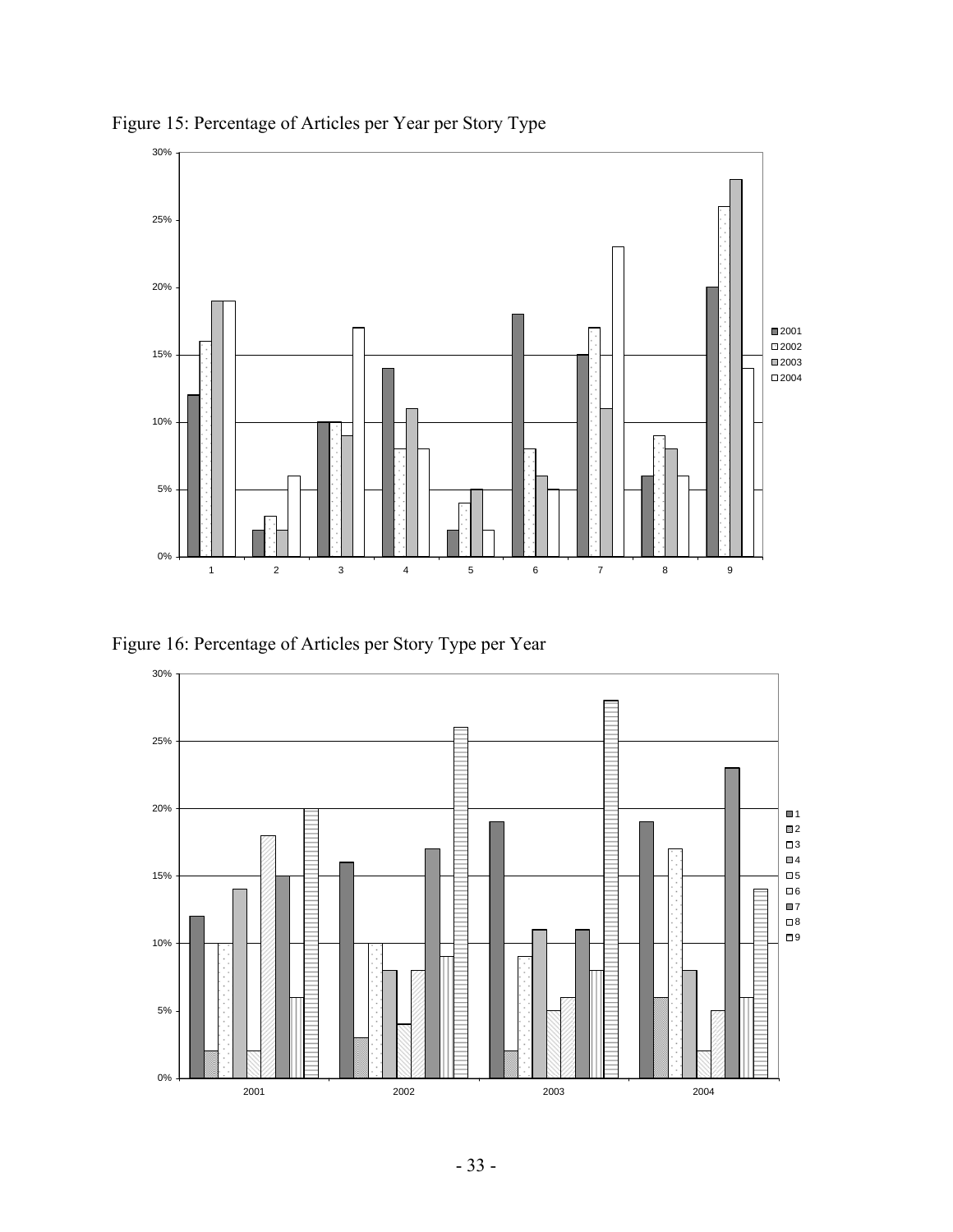Figure 15: Percentage of Articles per Year per Story Type

Figure 16: Percentage of Articles per Story Type per Year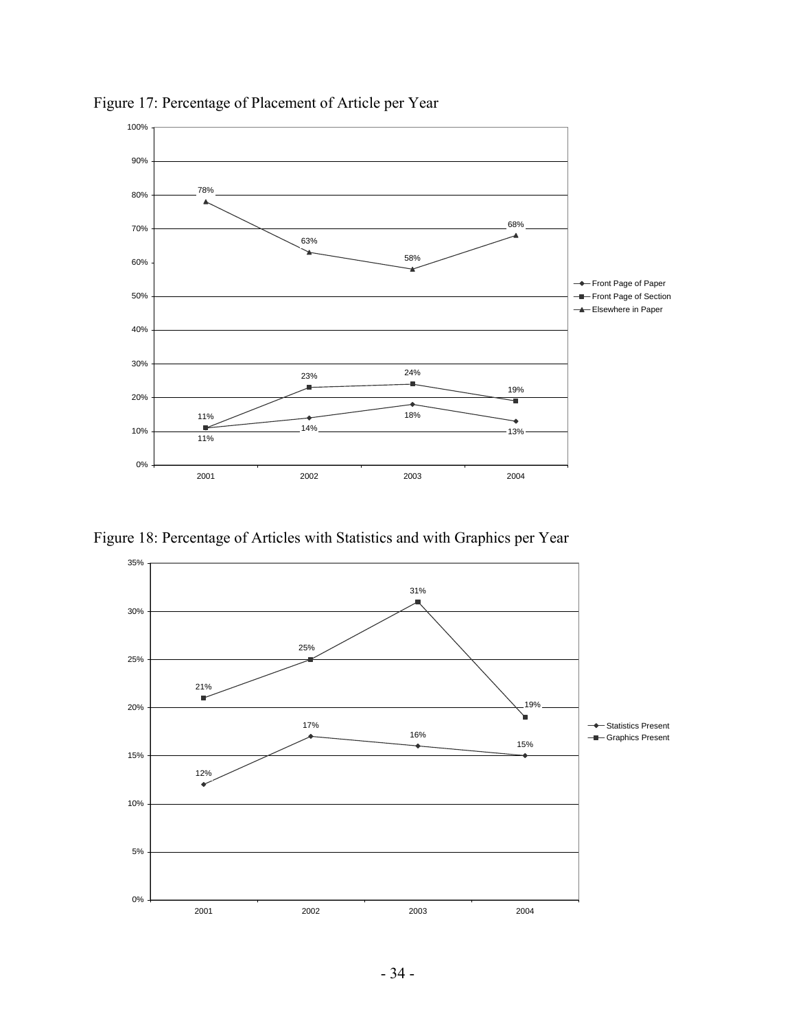Figure 17: Percentage of Placement of Article per Year

| Year | Front Page of Paper | Front Page of Section | Elsewhere in Paper |
|---|---|---|---|
| 2001 | 11% | 11% | 78% |
| 2002 | 14% | 23% | 63% |
| 2003 | 18% | 24% | 58% |
| 2004 | 13% | 19% | 68% |

Figure 18: Percentage of Articles with Statistics and with Graphics per Year

| Year | Statistics Present | Graphics Present |
|---|---|---|
| 2001 | 12% | 21% |
| 2002 | 17% | 25% |
| 2003 | 16% | 31% |
| 2004 | 15% | 19% |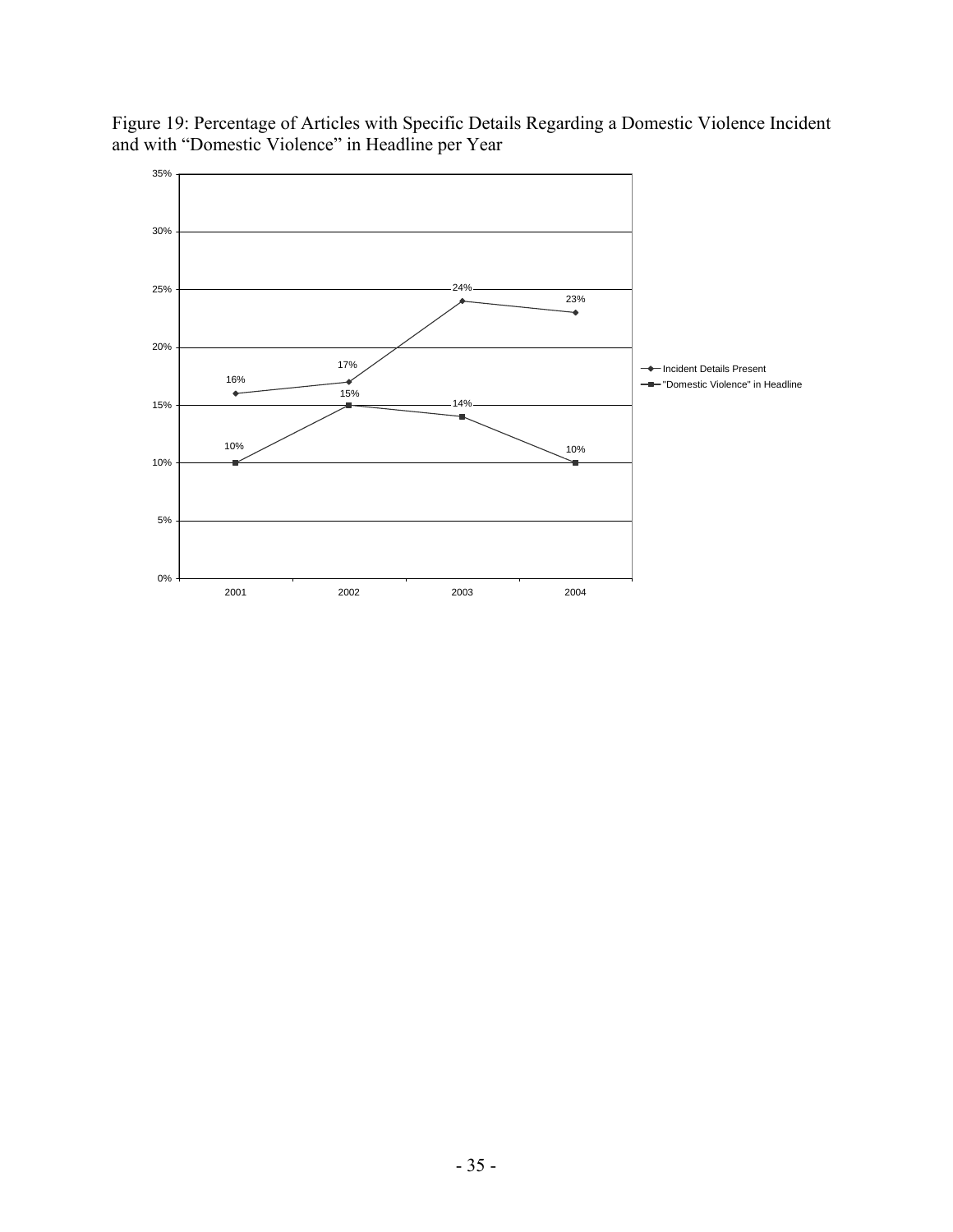Figure 19: Percentage of Articles with Specific Details Regarding a Domestic Violence Incident and with "Domestic Violence" in Headline per Year

| Year | Incident Details Present | "Domestic Violence" in Headline |
|---|---|---|
| 2001 | 16% | 10% |
| 2002 | 17% | 15% |
| 2003 | 24% | 14% |
| 2004 | 23% | 10% |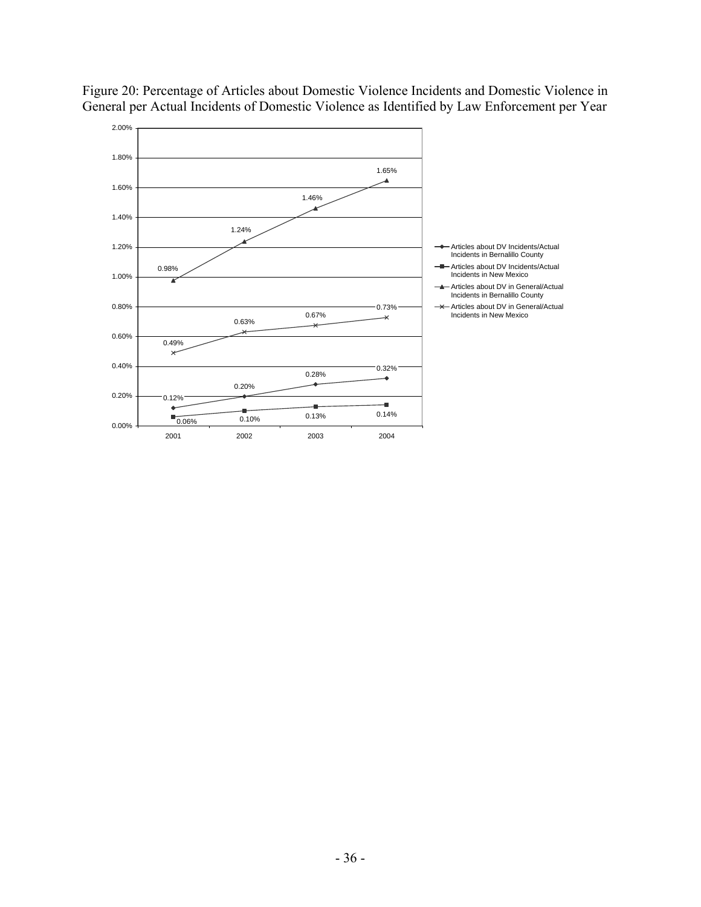Figure 20: Percentage of Articles about Domestic Violence Incidents and Domestic Violence in General per Actual Incidents of Domestic Violence as Identified by Law Enforcement per Year

2.00%
1.80%
1.60%
1.40%
1.20%
1.00%
0.80%
0.60%
0.40%
0.20%
0.00%

2001
2002
2003
2004

1.65%
1.46%
1.24%
0.98%
0.73%
0.67%
0.63%
0.49%
0.32%
0.28%
0.20%
0.12%
0.14%
0.13%
0.10%
0.06%

Articles about DV Incidents/Actual Incidents in Bernalillo County
Articles about DV Incidents/Actual Incidents in New Mexico
Articles about DV in General/Actual Incidents in Bernalillo County
Articles about DV in General/Actual Incidents in New Mexico